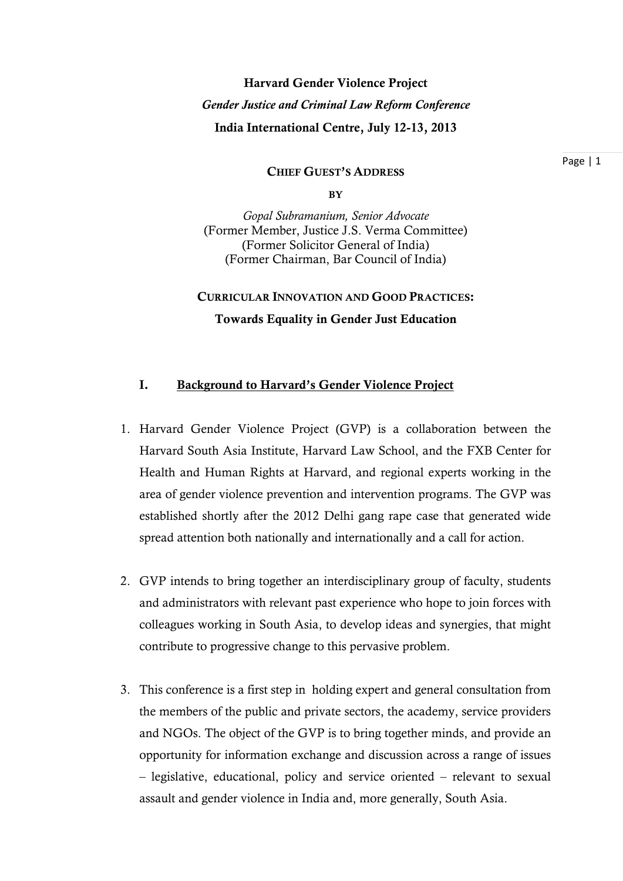**Harvard Gender Violence Project**

***Gender Justice and Criminal Law Reform Conference***

**India International Centre, July 12-13, 2013**

**CHIEF GUEST'S ADDRESS**

**BY**

*Gopal Subramanium, Senior Advocate*
(Former Member, Justice J.S. Verma Committee)
(Former Solicitor General of India)
(Former Chairman, Bar Council of India)

**CURRICULAR INNOVATION AND GOOD PRACTICES:**
**Towards Equality in Gender Just Education**

## I. Background to Harvard's Gender Violence Project

1. Harvard Gender Violence Project (GVP) is a collaboration between the Harvard South Asia Institute, Harvard Law School, and the FXB Center for Health and Human Rights at Harvard, and regional experts working in the area of gender violence prevention and intervention programs. The GVP was established shortly after the 2012 Delhi gang rape case that generated wide spread attention both nationally and internationally and a call for action.

2. GVP intends to bring together an interdisciplinary group of faculty, students and administrators with relevant past experience who hope to join forces with colleagues working in South Asia, to develop ideas and synergies, that might contribute to progressive change to this pervasive problem.

3. This conference is a first step in holding expert and general consultation from the members of the public and private sectors, the academy, service providers and NGOs. The object of the GVP is to bring together minds, and provide an opportunity for information exchange and discussion across a range of issues – legislative, educational, policy and service oriented – relevant to sexual assault and gender violence in India and, more generally, South Asia.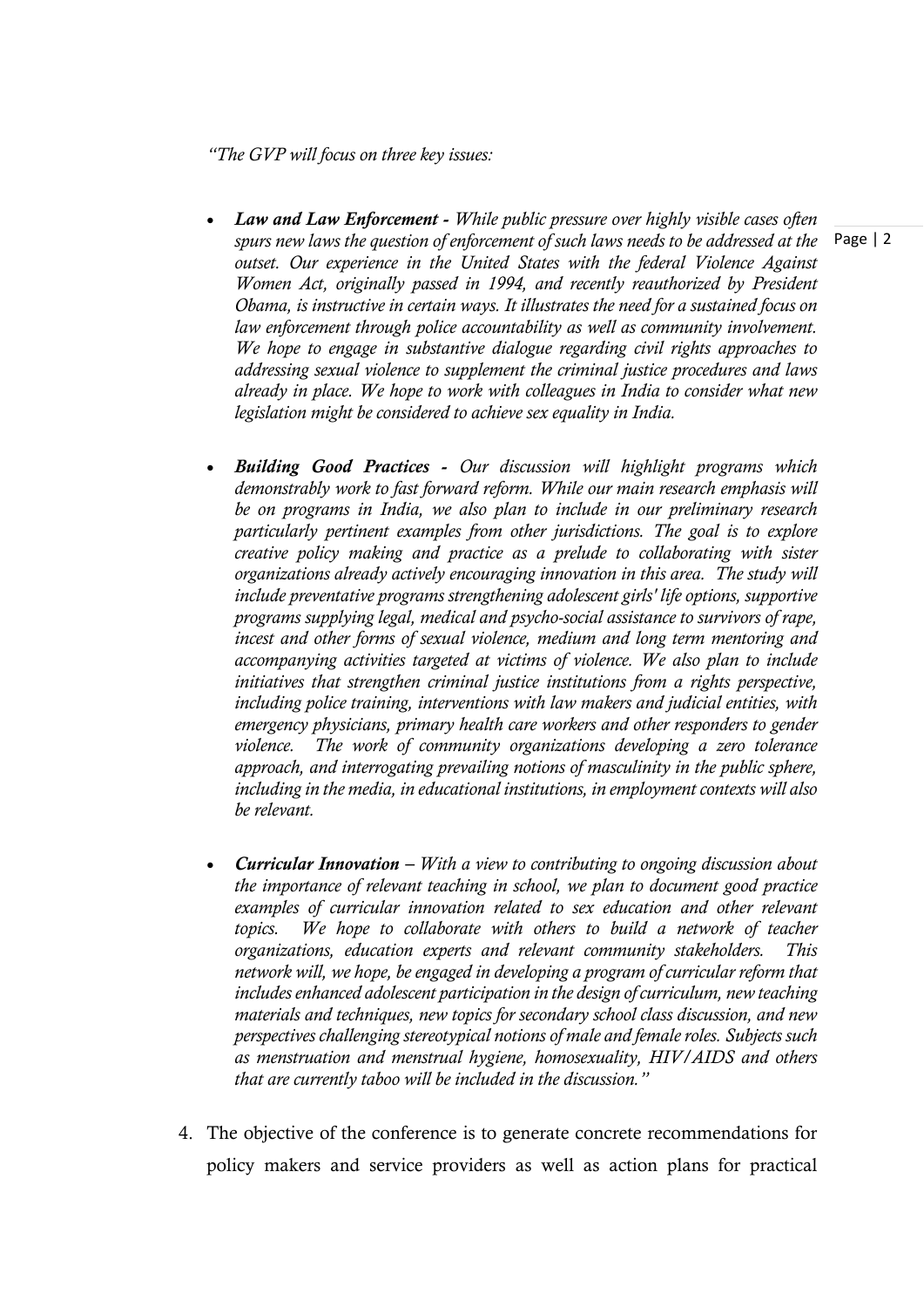*"The GVP will focus on three key issues:*

- ***Law and Law Enforcement -*** *While public pressure over highly visible cases often spurs new laws the question of enforcement of such laws needs to be addressed at the outset. Our experience in the United States with the federal Violence Against Women Act, originally passed in 1994, and recently reauthorized by President Obama, is instructive in certain ways. It illustrates the need for a sustained focus on law enforcement through police accountability as well as community involvement. We hope to engage in substantive dialogue regarding civil rights approaches to addressing sexual violence to supplement the criminal justice procedures and laws already in place. We hope to work with colleagues in India to consider what new legislation might be considered to achieve sex equality in India.*

- ***Building Good Practices -*** *Our discussion will highlight programs which demonstrably work to fast forward reform. While our main research emphasis will be on programs in India, we also plan to include in our preliminary research particularly pertinent examples from other jurisdictions. The goal is to explore creative policy making and practice as a prelude to collaborating with sister organizations already actively encouraging innovation in this area. The study will include preventative programs strengthening adolescent girls' life options, supportive programs supplying legal, medical and psycho-social assistance to survivors of rape, incest and other forms of sexual violence, medium and long term mentoring and accompanying activities targeted at victims of violence. We also plan to include initiatives that strengthen criminal justice institutions from a rights perspective, including police training, interventions with law makers and judicial entities, with emergency physicians, primary health care workers and other responders to gender violence. The work of community organizations developing a zero tolerance approach, and interrogating prevailing notions of masculinity in the public sphere, including in the media, in educational institutions, in employment contexts will also be relevant.*

- ***Curricular Innovation*** *– With a view to contributing to ongoing discussion about the importance of relevant teaching in school, we plan to document good practice examples of curricular innovation related to sex education and other relevant topics. We hope to collaborate with others to build a network of teacher organizations, education experts and relevant community stakeholders. This network will, we hope, be engaged in developing a program of curricular reform that includes enhanced adolescent participation in the design of curriculum, new teaching materials and techniques, new topics for secondary school class discussion, and new perspectives challenging stereotypical notions of male and female roles. Subjects such as menstruation and menstrual hygiene, homosexuality, HIV/AIDS and others that are currently taboo will be included in the discussion."*

4. The objective of the conference is to generate concrete recommendations for policy makers and service providers as well as action plans for practical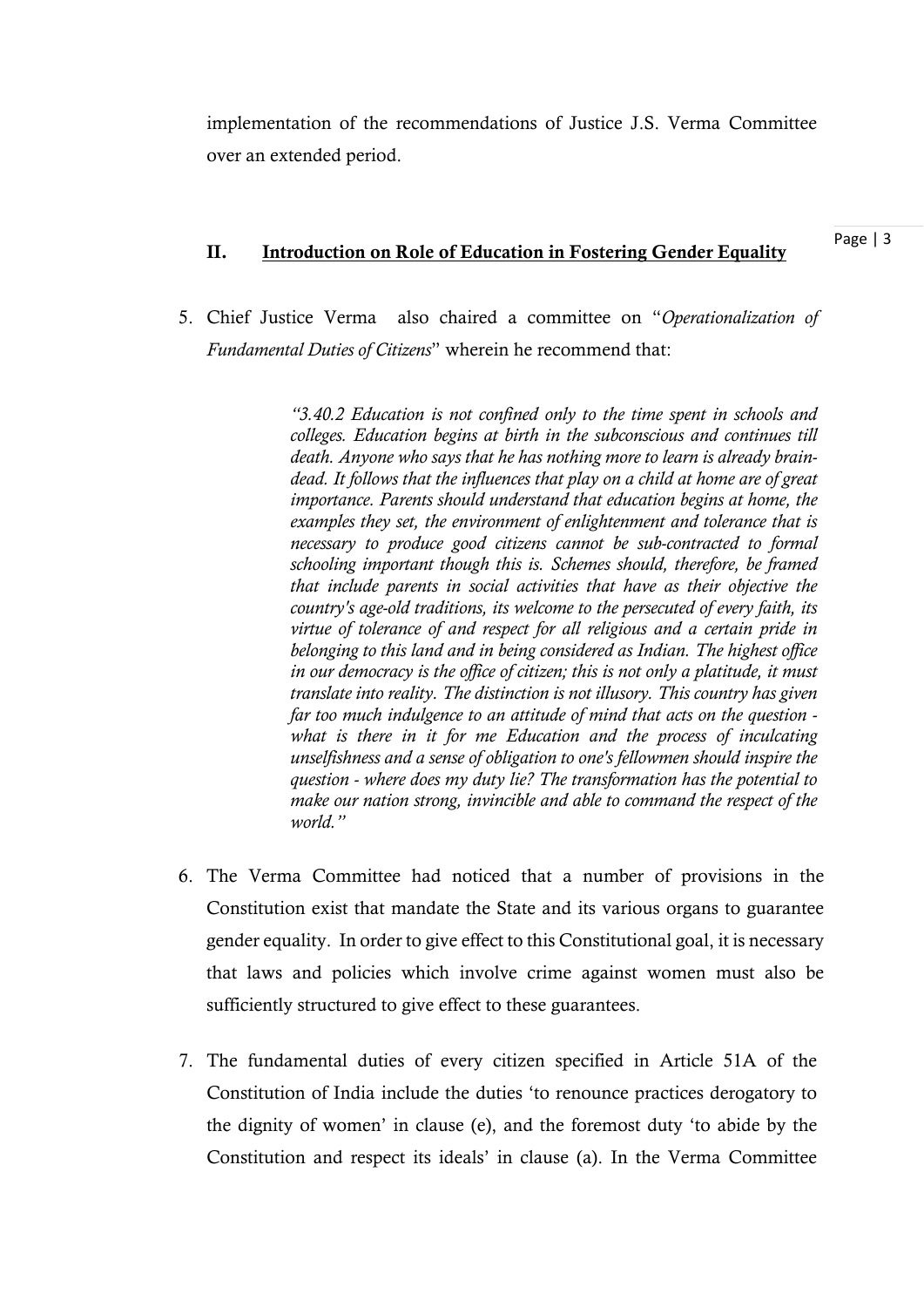implementation of the recommendations of Justice J.S. Verma Committee over an extended period.

## II. Introduction on Role of Education in Fostering Gender Equality

5. Chief Justice Verma also chaired a committee on "*Operationalization of Fundamental Duties of Citizens*" wherein he recommend that:

> *"3.40.2 Education is not confined only to the time spent in schools and colleges. Education begins at birth in the subconscious and continues till death. Anyone who says that he has nothing more to learn is already brain-dead. It follows that the influences that play on a child at home are of great importance. Parents should understand that education begins at home, the examples they set, the environment of enlightenment and tolerance that is necessary to produce good citizens cannot be sub-contracted to formal schooling important though this is. Schemes should, therefore, be framed that include parents in social activities that have as their objective the country's age-old traditions, its welcome to the persecuted of every faith, its virtue of tolerance of and respect for all religious and a certain pride in belonging to this land and in being considered as Indian. The highest office in our democracy is the office of citizen; this is not only a platitude, it must translate into reality. The distinction is not illusory. This country has given far too much indulgence to an attitude of mind that acts on the question - what is there in it for me Education and the process of inculcating unselfishness and a sense of obligation to one's fellowmen should inspire the question - where does my duty lie? The transformation has the potential to make our nation strong, invincible and able to command the respect of the world."*

6. The Verma Committee had noticed that a number of provisions in the Constitution exist that mandate the State and its various organs to guarantee gender equality. In order to give effect to this Constitutional goal, it is necessary that laws and policies which involve crime against women must also be sufficiently structured to give effect to these guarantees.

7. The fundamental duties of every citizen specified in Article 51A of the Constitution of India include the duties 'to renounce practices derogatory to the dignity of women' in clause (e), and the foremost duty 'to abide by the Constitution and respect its ideals' in clause (a). In the Verma Committee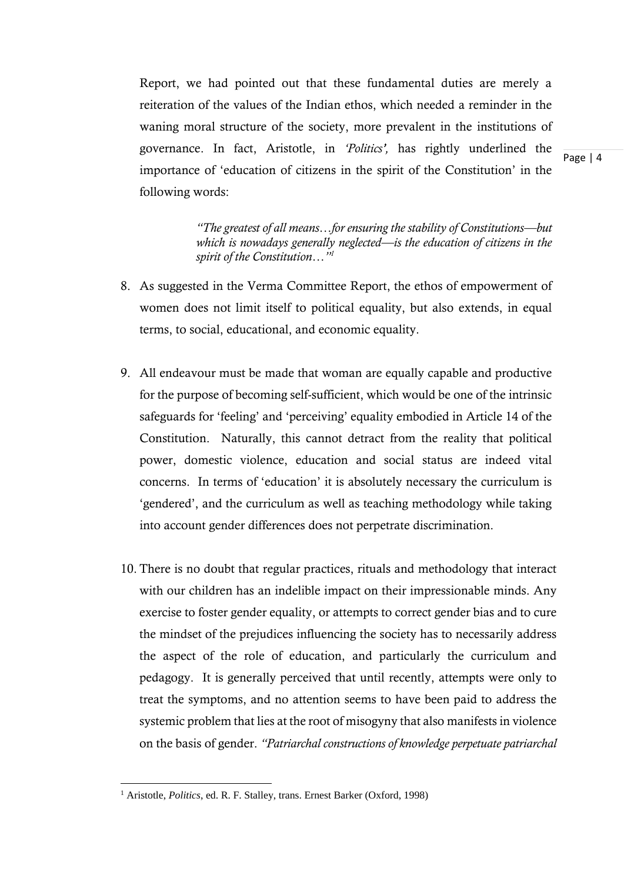Report, we had pointed out that these fundamental duties are merely a reiteration of the values of the Indian ethos, which needed a reminder in the waning moral structure of the society, more prevalent in the institutions of governance. In fact, Aristotle, in *'Politics',* has rightly underlined the importance of 'education of citizens in the spirit of the Constitution' in the following words:

> *"The greatest of all means…for ensuring the stability of Constitutions—but which is nowadays generally neglected—is the education of citizens in the spirit of the Constitution…"*[1]

8. As suggested in the Verma Committee Report, the ethos of empowerment of women does not limit itself to political equality, but also extends, in equal terms, to social, educational, and economic equality.

9. All endeavour must be made that woman are equally capable and productive for the purpose of becoming self-sufficient, which would be one of the intrinsic safeguards for 'feeling' and 'perceiving' equality embodied in Article 14 of the Constitution. Naturally, this cannot detract from the reality that political power, domestic violence, education and social status are indeed vital concerns. In terms of 'education' it is absolutely necessary the curriculum is 'gendered', and the curriculum as well as teaching methodology while taking into account gender differences does not perpetrate discrimination.

10. There is no doubt that regular practices, rituals and methodology that interact with our children has an indelible impact on their impressionable minds. Any exercise to foster gender equality, or attempts to correct gender bias and to cure the mindset of the prejudices influencing the society has to necessarily address the aspect of the role of education, and particularly the curriculum and pedagogy. It is generally perceived that until recently, attempts were only to treat the symptoms, and no attention seems to have been paid to address the systemic problem that lies at the root of misogyny that also manifests in violence on the basis of gender. *"Patriarchal constructions of knowledge perpetuate patriarchal*

---

[1] Aristotle, *Politics*, ed. R. F. Stalley, trans. Ernest Barker (Oxford, 1998)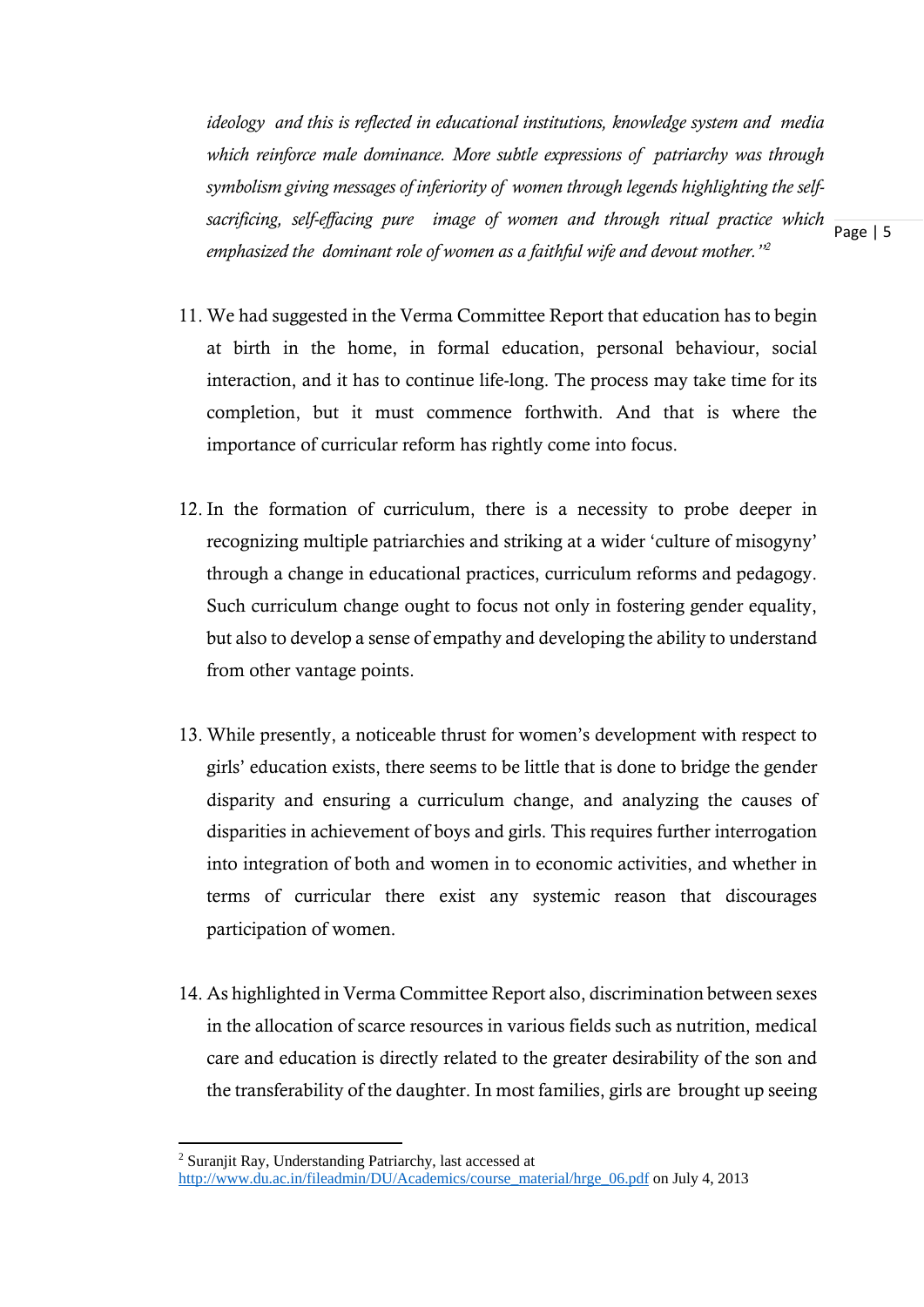*ideology and this is reflected in educational institutions, knowledge system and media which reinforce male dominance. More subtle expressions of patriarchy was through symbolism giving messages of inferiority of women through legends highlighting the self-sacrificing, self-effacing pure image of women and through ritual practice which emphasized the dominant role of women as a faithful wife and devout mother."*[2]

11. We had suggested in the Verma Committee Report that education has to begin at birth in the home, in formal education, personal behaviour, social interaction, and it has to continue life-long. The process may take time for its completion, but it must commence forthwith. And that is where the importance of curricular reform has rightly come into focus.

12. In the formation of curriculum, there is a necessity to probe deeper in recognizing multiple patriarchies and striking at a wider 'culture of misogyny' through a change in educational practices, curriculum reforms and pedagogy. Such curriculum change ought to focus not only in fostering gender equality, but also to develop a sense of empathy and developing the ability to understand from other vantage points.

13. While presently, a noticeable thrust for women's development with respect to girls' education exists, there seems to be little that is done to bridge the gender disparity and ensuring a curriculum change, and analyzing the causes of disparities in achievement of boys and girls. This requires further interrogation into integration of both and women in to economic activities, and whether in terms of curricular there exist any systemic reason that discourages participation of women.

14. As highlighted in Verma Committee Report also, discrimination between sexes in the allocation of scarce resources in various fields such as nutrition, medical care and education is directly related to the greater desirability of the son and the transferability of the daughter. In most families, girls are brought up seeing

---

[2] Suranjit Ray, Understanding Patriarchy, last accessed at http://www.du.ac.in/fileadmin/DU/Academics/course_material/hrge_06.pdf on July 4, 2013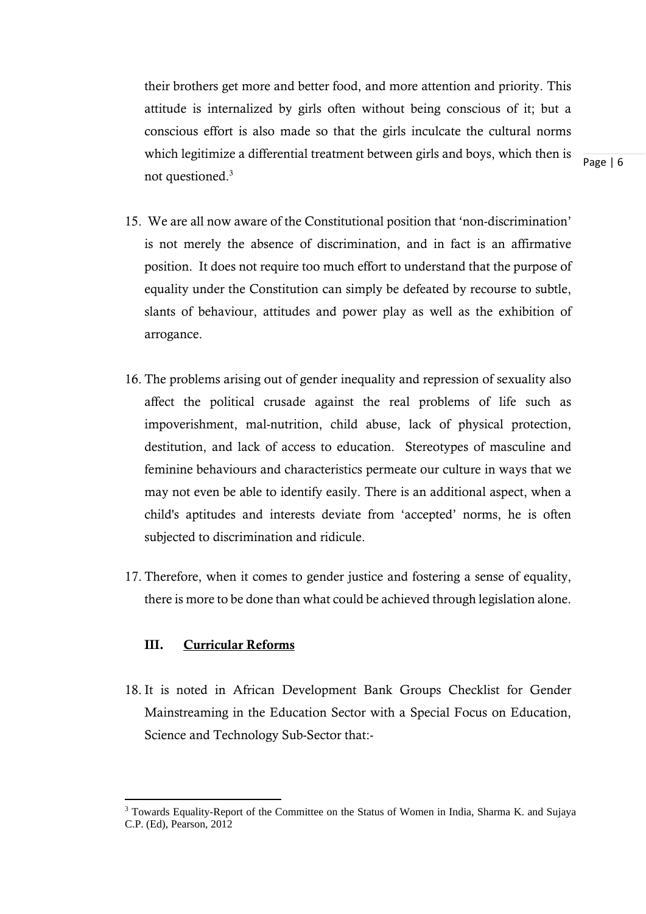their brothers get more and better food, and more attention and priority. This attitude is internalized by girls often without being conscious of it; but a conscious effort is also made so that the girls inculcate the cultural norms which legitimize a differential treatment between girls and boys, which then is not questioned.[3]

15. We are all now aware of the Constitutional position that 'non-discrimination' is not merely the absence of discrimination, and in fact is an affirmative position. It does not require too much effort to understand that the purpose of equality under the Constitution can simply be defeated by recourse to subtle, slants of behaviour, attitudes and power play as well as the exhibition of arrogance.

16. The problems arising out of gender inequality and repression of sexuality also affect the political crusade against the real problems of life such as impoverishment, mal-nutrition, child abuse, lack of physical protection, destitution, and lack of access to education. Stereotypes of masculine and feminine behaviours and characteristics permeate our culture in ways that we may not even be able to identify easily. There is an additional aspect, when a child's aptitudes and interests deviate from 'accepted' norms, he is often subjected to discrimination and ridicule.

17. Therefore, when it comes to gender justice and fostering a sense of equality, there is more to be done than what could be achieved through legislation alone.

## III. <u>Curricular Reforms</u>

18. It is noted in African Development Bank Groups Checklist for Gender Mainstreaming in the Education Sector with a Special Focus on Education, Science and Technology Sub-Sector that:-

---

[3] Towards Equality-Report of the Committee on the Status of Women in India, Sharma K. and Sujaya C.P. (Ed), Pearson, 2012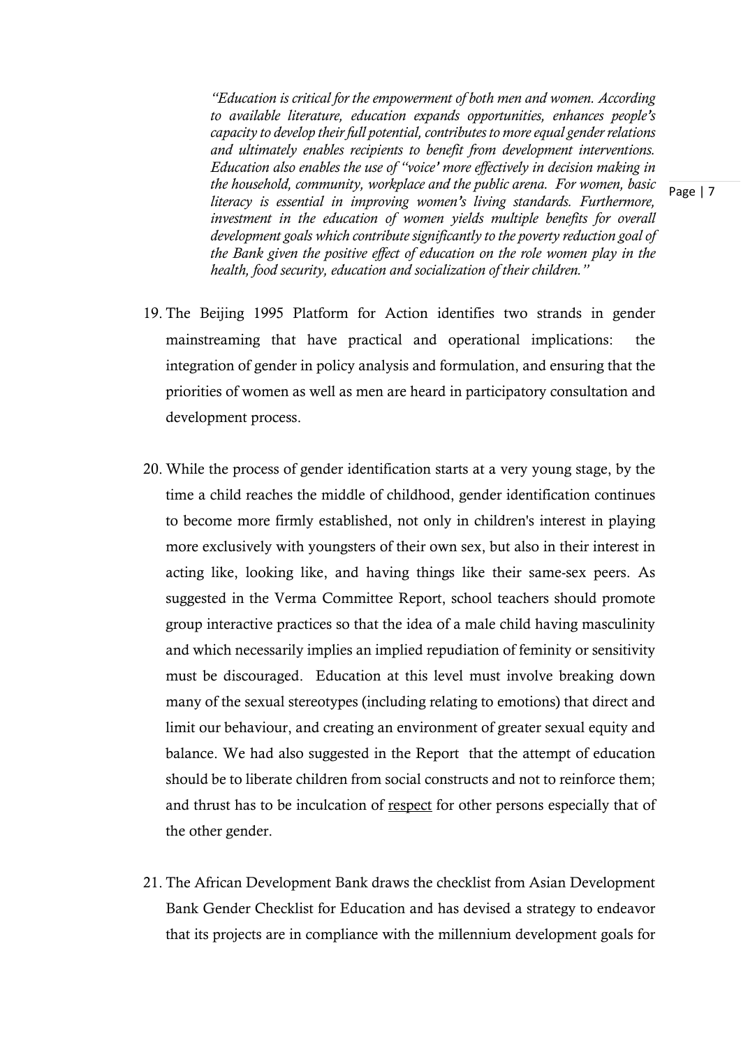> *"Education is critical for the empowerment of both men and women. According to available literature, education expands opportunities, enhances people's capacity to develop their full potential, contributes to more equal gender relations and ultimately enables recipients to benefit from development interventions. Education also enables the use of "voice' more effectively in decision making in the household, community, workplace and the public arena. For women, basic literacy is essential in improving women's living standards. Furthermore, investment in the education of women yields multiple benefits for overall development goals which contribute significantly to the poverty reduction goal of the Bank given the positive effect of education on the role women play in the health, food security, education and socialization of their children."*

19. The Beijing 1995 Platform for Action identifies two strands in gender mainstreaming that have practical and operational implications: the integration of gender in policy analysis and formulation, and ensuring that the priorities of women as well as men are heard in participatory consultation and development process.

20. While the process of gender identification starts at a very young stage, by the time a child reaches the middle of childhood, gender identification continues to become more firmly established, not only in children's interest in playing more exclusively with youngsters of their own sex, but also in their interest in acting like, looking like, and having things like their same-sex peers. As suggested in the Verma Committee Report, school teachers should promote group interactive practices so that the idea of a male child having masculinity and which necessarily implies an implied repudiation of feminity or sensitivity must be discouraged. Education at this level must involve breaking down many of the sexual stereotypes (including relating to emotions) that direct and limit our behaviour, and creating an environment of greater sexual equity and balance. We had also suggested in the Report that the attempt of education should be to liberate children from social constructs and not to reinforce them; and thrust has to be inculcation of <u>respect</u> for other persons especially that of the other gender.

21. The African Development Bank draws the checklist from Asian Development Bank Gender Checklist for Education and has devised a strategy to endeavor that its projects are in compliance with the millennium development goals for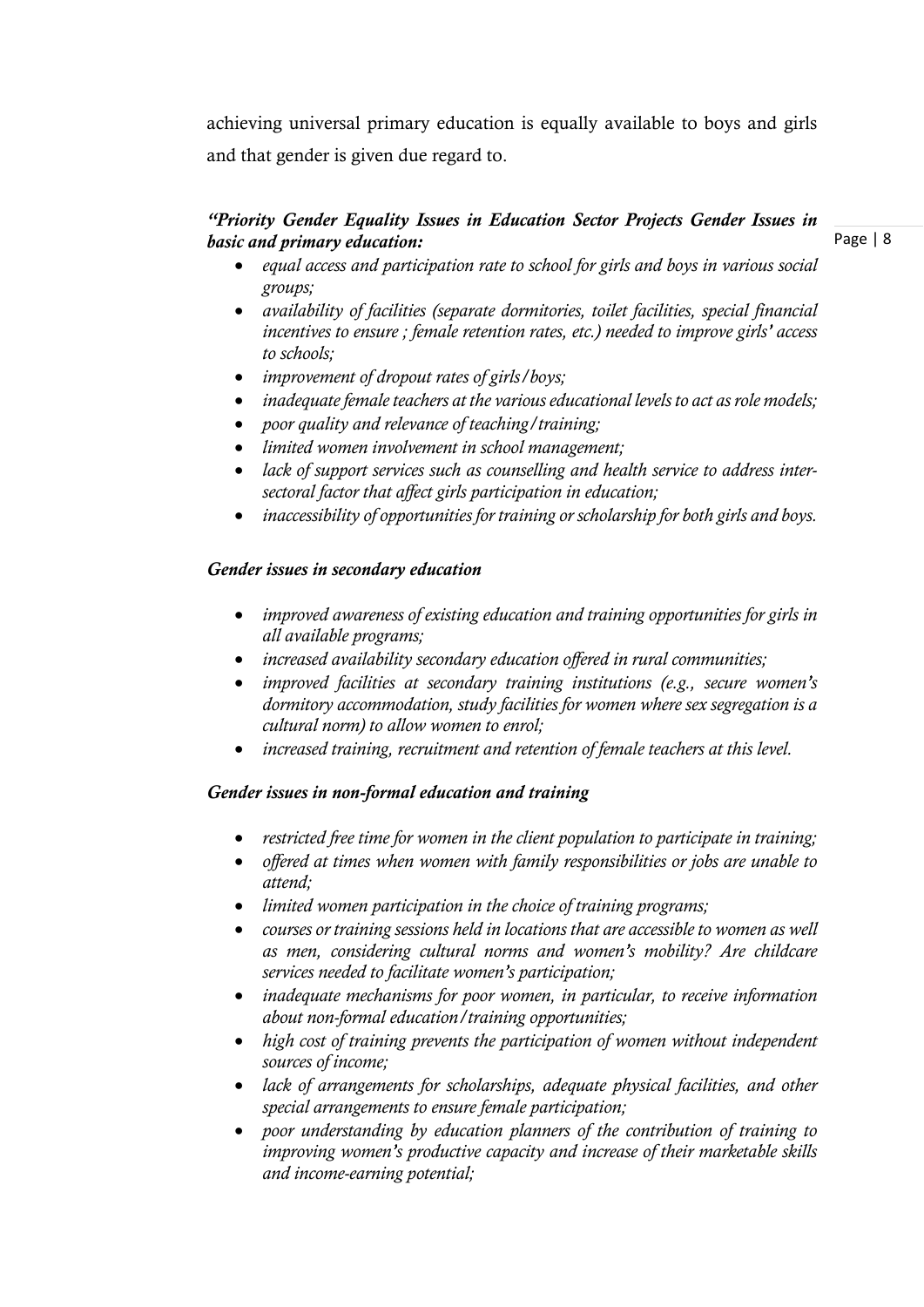achieving universal primary education is equally available to boys and girls and that gender is given due regard to.

***"Priority Gender Equality Issues in Education Sector Projects Gender Issues in basic and primary education:***

- *equal access and participation rate to school for girls and boys in various social groups;*
- *availability of facilities (separate dormitories, toilet facilities, special financial incentives to ensure ; female retention rates, etc.) needed to improve girls' access to schools;*
- *improvement of dropout rates of girls/boys;*
- *inadequate female teachers at the various educational levels to act as role models;*
- *poor quality and relevance of teaching/training;*
- *limited women involvement in school management;*
- *lack of support services such as counselling and health service to address inter-sectoral factor that affect girls participation in education;*
- *inaccessibility of opportunities for training or scholarship for both girls and boys.*

***Gender issues in secondary education***

- *improved awareness of existing education and training opportunities for girls in all available programs;*
- *increased availability secondary education offered in rural communities;*
- *improved facilities at secondary training institutions (e.g., secure women's dormitory accommodation, study facilities for women where sex segregation is a cultural norm) to allow women to enrol;*
- *increased training, recruitment and retention of female teachers at this level.*

***Gender issues in non-formal education and training***

- *restricted free time for women in the client population to participate in training;*
- *offered at times when women with family responsibilities or jobs are unable to attend;*
- *limited women participation in the choice of training programs;*
- *courses or training sessions held in locations that are accessible to women as well as men, considering cultural norms and women's mobility? Are childcare services needed to facilitate women's participation;*
- *inadequate mechanisms for poor women, in particular, to receive information about non-formal education/training opportunities;*
- *high cost of training prevents the participation of women without independent sources of income;*
- *lack of arrangements for scholarships, adequate physical facilities, and other special arrangements to ensure female participation;*
- *poor understanding by education planners of the contribution of training to improving women's productive capacity and increase of their marketable skills and income-earning potential;*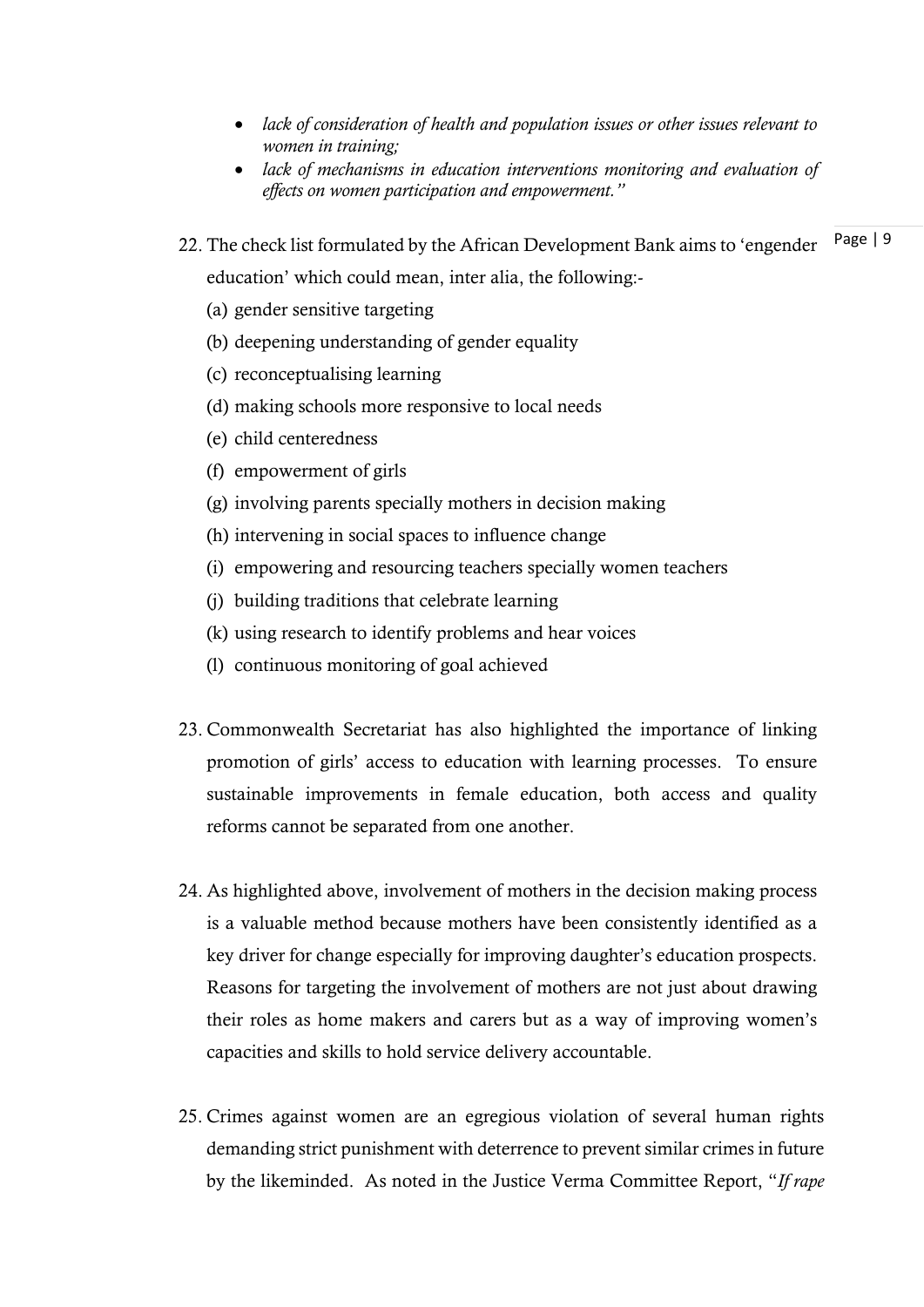- *lack of consideration of health and population issues or other issues relevant to women in training;*
- *lack of mechanisms in education interventions monitoring and evaluation of effects on women participation and empowerment."*

22. The check list formulated by the African Development Bank aims to 'engender education' which could mean, inter alia, the following:-

    (a) gender sensitive targeting

    (b) deepening understanding of gender equality

    (c) reconceptualising learning

    (d) making schools more responsive to local needs

    (e) child centeredness

    (f) empowerment of girls

    (g) involving parents specially mothers in decision making

    (h) intervening in social spaces to influence change

    (i) empowering and resourcing teachers specially women teachers

    (j) building traditions that celebrate learning

    (k) using research to identify problems and hear voices

    (l) continuous monitoring of goal achieved

23. Commonwealth Secretariat has also highlighted the importance of linking promotion of girls' access to education with learning processes. To ensure sustainable improvements in female education, both access and quality reforms cannot be separated from one another.

24. As highlighted above, involvement of mothers in the decision making process is a valuable method because mothers have been consistently identified as a key driver for change especially for improving daughter's education prospects. Reasons for targeting the involvement of mothers are not just about drawing their roles as home makers and carers but as a way of improving women's capacities and skills to hold service delivery accountable.

25. Crimes against women are an egregious violation of several human rights demanding strict punishment with deterrence to prevent similar crimes in future by the likeminded. As noted in the Justice Verma Committee Report, "*If rape*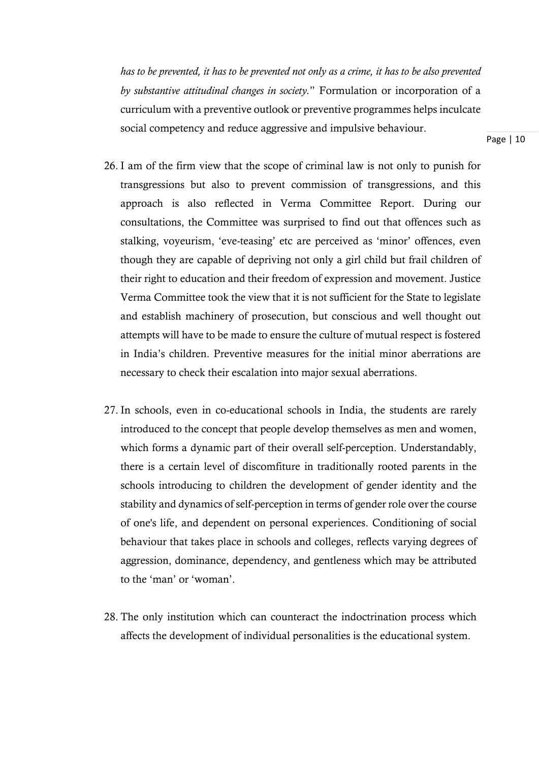*has to be prevented, it has to be prevented not only as a crime, it has to be also prevented by substantive attitudinal changes in society.*" Formulation or incorporation of a curriculum with a preventive outlook or preventive programmes helps inculcate social competency and reduce aggressive and impulsive behaviour.

26. I am of the firm view that the scope of criminal law is not only to punish for transgressions but also to prevent commission of transgressions, and this approach is also reflected in Verma Committee Report. During our consultations, the Committee was surprised to find out that offences such as stalking, voyeurism, 'eve-teasing' etc are perceived as 'minor' offences, even though they are capable of depriving not only a girl child but frail children of their right to education and their freedom of expression and movement. Justice Verma Committee took the view that it is not sufficient for the State to legislate and establish machinery of prosecution, but conscious and well thought out attempts will have to be made to ensure the culture of mutual respect is fostered in India's children. Preventive measures for the initial minor aberrations are necessary to check their escalation into major sexual aberrations.

27. In schools, even in co-educational schools in India, the students are rarely introduced to the concept that people develop themselves as men and women, which forms a dynamic part of their overall self-perception. Understandably, there is a certain level of discomfiture in traditionally rooted parents in the schools introducing to children the development of gender identity and the stability and dynamics of self-perception in terms of gender role over the course of one's life, and dependent on personal experiences. Conditioning of social behaviour that takes place in schools and colleges, reflects varying degrees of aggression, dominance, dependency, and gentleness which may be attributed to the 'man' or 'woman'.

28. The only institution which can counteract the indoctrination process which affects the development of individual personalities is the educational system.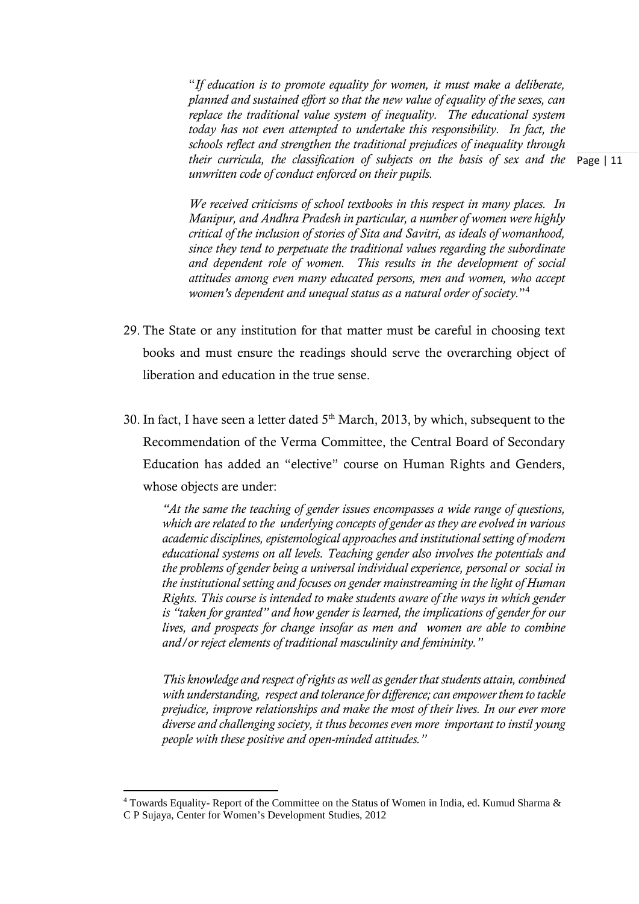> "*If education is to promote equality for women, it must make a deliberate, planned and sustained effort so that the new value of equality of the sexes, can replace the traditional value system of inequality. The educational system today has not even attempted to undertake this responsibility. In fact, the schools reflect and strengthen the traditional prejudices of inequality through their curricula, the classification of subjects on the basis of sex and the unwritten code of conduct enforced on their pupils.*
>
> *We received criticisms of school textbooks in this respect in many places. In Manipur, and Andhra Pradesh in particular, a number of women were highly critical of the inclusion of stories of Sita and Savitri, as ideals of womanhood, since they tend to perpetuate the traditional values regarding the subordinate and dependent role of women. This results in the development of social attitudes among even many educated persons, men and women, who accept women's dependent and unequal status as a natural order of society.*"[4]

29. The State or any institution for that matter must be careful in choosing text books and must ensure the readings should serve the overarching object of liberation and education in the true sense.

30. In fact, I have seen a letter dated 5th March, 2013, by which, subsequent to the Recommendation of the Verma Committee, the Central Board of Secondary Education has added an "elective" course on Human Rights and Genders, whose objects are under:

> *"At the same the teaching of gender issues encompasses a wide range of questions, which are related to the underlying concepts of gender as they are evolved in various academic disciplines, epistemological approaches and institutional setting of modern educational systems on all levels. Teaching gender also involves the potentials and the problems of gender being a universal individual experience, personal or social in the institutional setting and focuses on gender mainstreaming in the light of Human Rights. This course is intended to make students aware of the ways in which gender is "taken for granted" and how gender is learned, the implications of gender for our lives, and prospects for change insofar as men and women are able to combine and/or reject elements of traditional masculinity and femininity."*
>
> *This knowledge and respect of rights as well as gender that students attain, combined with understanding, respect and tolerance for difference; can empower them to tackle prejudice, improve relationships and make the most of their lives. In our ever more diverse and challenging society, it thus becomes even more important to instil young people with these positive and open-minded attitudes."*

---

[4] Towards Equality- Report of the Committee on the Status of Women in India, ed. Kumud Sharma & C P Sujaya, Center for Women's Development Studies, 2012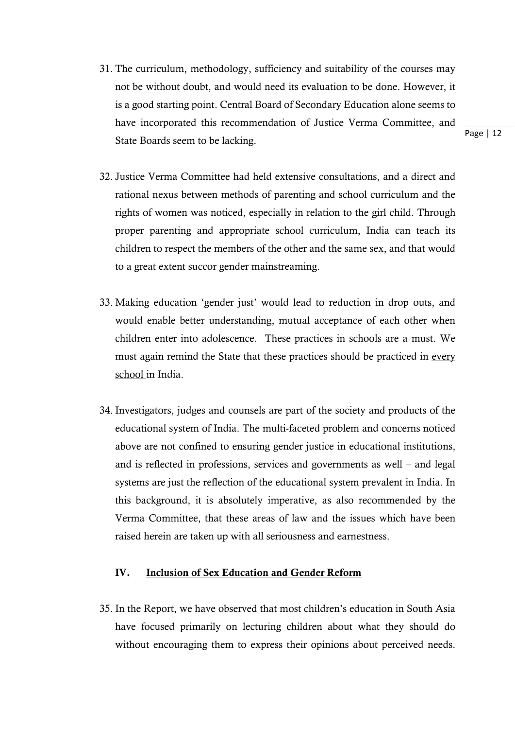31. The curriculum, methodology, sufficiency and suitability of the courses may not be without doubt, and would need its evaluation to be done. However, it is a good starting point. Central Board of Secondary Education alone seems to have incorporated this recommendation of Justice Verma Committee, and State Boards seem to be lacking.

32. Justice Verma Committee had held extensive consultations, and a direct and rational nexus between methods of parenting and school curriculum and the rights of women was noticed, especially in relation to the girl child. Through proper parenting and appropriate school curriculum, India can teach its children to respect the members of the other and the same sex, and that would to a great extent succor gender mainstreaming.

33. Making education 'gender just' would lead to reduction in drop outs, and would enable better understanding, mutual acceptance of each other when children enter into adolescence. These practices in schools are a must. We must again remind the State that these practices should be practiced in <u>every school</u> in India.

34. Investigators, judges and counsels are part of the society and products of the educational system of India. The multi-faceted problem and concerns noticed above are not confined to ensuring gender justice in educational institutions, and is reflected in professions, services and governments as well – and legal systems are just the reflection of the educational system prevalent in India. In this background, it is absolutely imperative, as also recommended by the Verma Committee, that these areas of law and the issues which have been raised herein are taken up with all seriousness and earnestness.

## IV. <u>Inclusion of Sex Education and Gender Reform</u>

35. In the Report, we have observed that most children's education in South Asia have focused primarily on lecturing children about what they should do without encouraging them to express their opinions about perceived needs.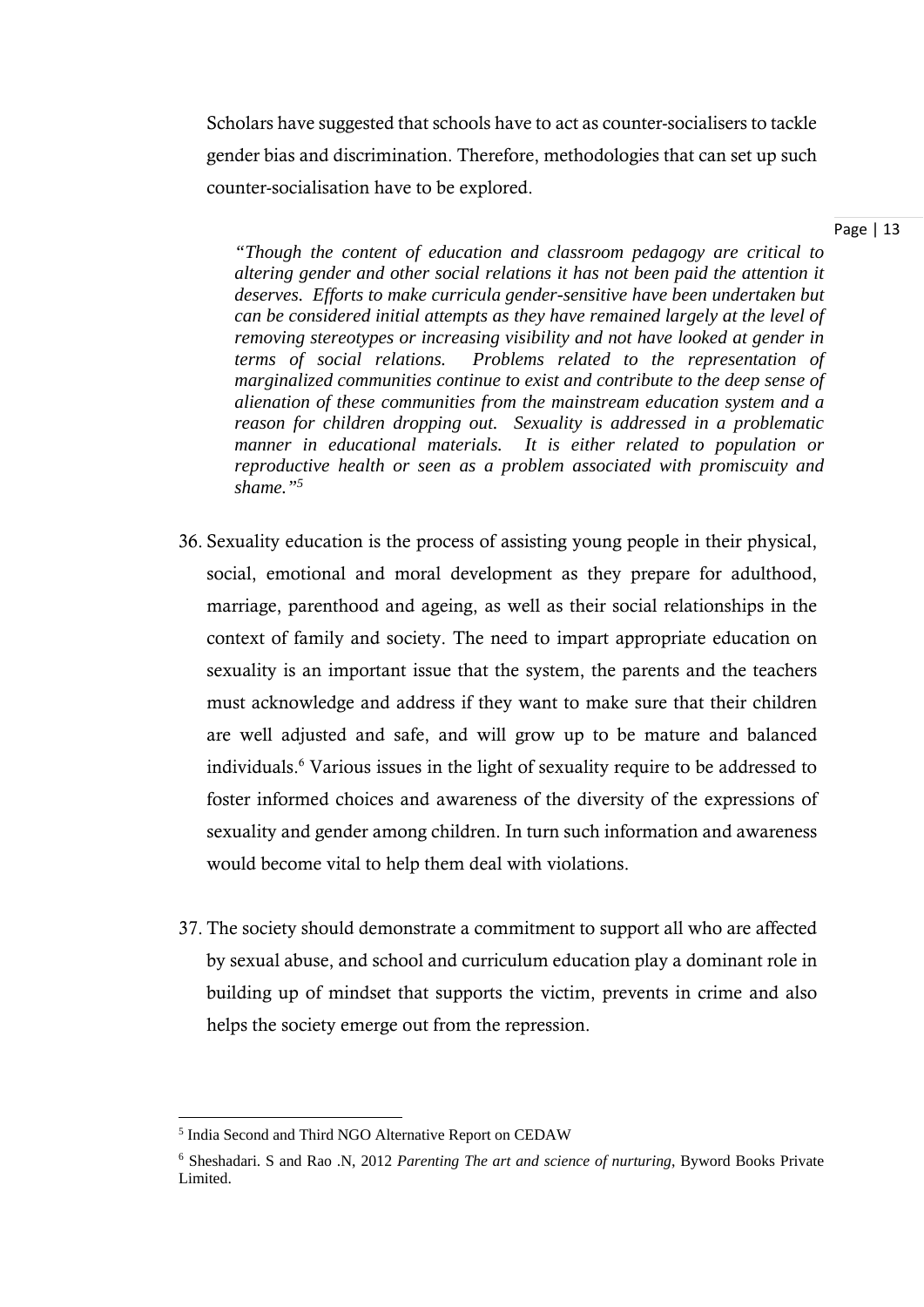Scholars have suggested that schools have to act as counter-socialisers to tackle gender bias and discrimination. Therefore, methodologies that can set up such counter-socialisation have to be explored.

> *"Though the content of education and classroom pedagogy are critical to altering gender and other social relations it has not been paid the attention it deserves. Efforts to make curricula gender-sensitive have been undertaken but can be considered initial attempts as they have remained largely at the level of removing stereotypes or increasing visibility and not have looked at gender in terms of social relations. Problems related to the representation of marginalized communities continue to exist and contribute to the deep sense of alienation of these communities from the mainstream education system and a reason for children dropping out. Sexuality is addressed in a problematic manner in educational materials. It is either related to population or reproductive health or seen as a problem associated with promiscuity and shame."*[5]

36. Sexuality education is the process of assisting young people in their physical, social, emotional and moral development as they prepare for adulthood, marriage, parenthood and ageing, as well as their social relationships in the context of family and society. The need to impart appropriate education on sexuality is an important issue that the system, the parents and the teachers must acknowledge and address if they want to make sure that their children are well adjusted and safe, and will grow up to be mature and balanced individuals.[6] Various issues in the light of sexuality require to be addressed to foster informed choices and awareness of the diversity of the expressions of sexuality and gender among children. In turn such information and awareness would become vital to help them deal with violations.

37. The society should demonstrate a commitment to support all who are affected by sexual abuse, and school and curriculum education play a dominant role in building up of mindset that supports the victim, prevents in crime and also helps the society emerge out from the repression.

---

[5] India Second and Third NGO Alternative Report on CEDAW

[6] Sheshadari. S and Rao .N, 2012 *Parenting The art and science of nurturing*, Byword Books Private Limited.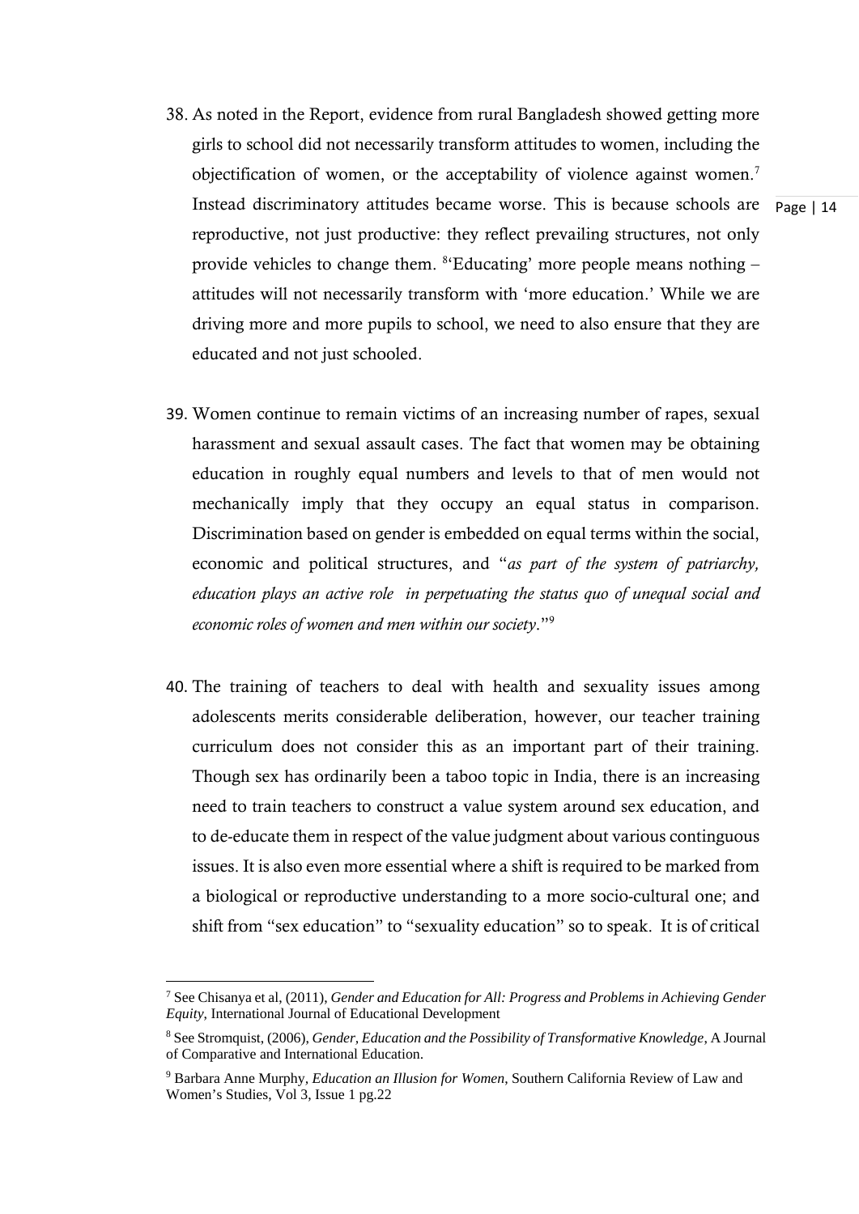38. As noted in the Report, evidence from rural Bangladesh showed getting more girls to school did not necessarily transform attitudes to women, including the objectification of women, or the acceptability of violence against women.[7] Instead discriminatory attitudes became worse. This is because schools are reproductive, not just productive: they reflect prevailing structures, not only provide vehicles to change them. [8]'Educating' more people means nothing – attitudes will not necessarily transform with 'more education.' While we are driving more and more pupils to school, we need to also ensure that they are educated and not just schooled.

39. Women continue to remain victims of an increasing number of rapes, sexual harassment and sexual assault cases. The fact that women may be obtaining education in roughly equal numbers and levels to that of men would not mechanically imply that they occupy an equal status in comparison. Discrimination based on gender is embedded on equal terms within the social, economic and political structures, and "*as part of the system of patriarchy, education plays an active role in perpetuating the status quo of unequal social and economic roles of women and men within our society*."[9]

40. The training of teachers to deal with health and sexuality issues among adolescents merits considerable deliberation, however, our teacher training curriculum does not consider this as an important part of their training. Though sex has ordinarily been a taboo topic in India, there is an increasing need to train teachers to construct a value system around sex education, and to de-educate them in respect of the value judgment about various continguous issues. It is also even more essential where a shift is required to be marked from a biological or reproductive understanding to a more socio-cultural one; and shift from "sex education" to "sexuality education" so to speak. It is of critical

---

[7] See Chisanya et al, (2011), *Gender and Education for All: Progress and Problems in Achieving Gender Equity*, International Journal of Educational Development

[8] See Stromquist, (2006), *Gender, Education and the Possibility of Transformative Knowledge*, A Journal of Comparative and International Education.

[9] Barbara Anne Murphy, *Education an Illusion for Women*, Southern California Review of Law and Women's Studies, Vol 3, Issue 1 pg.22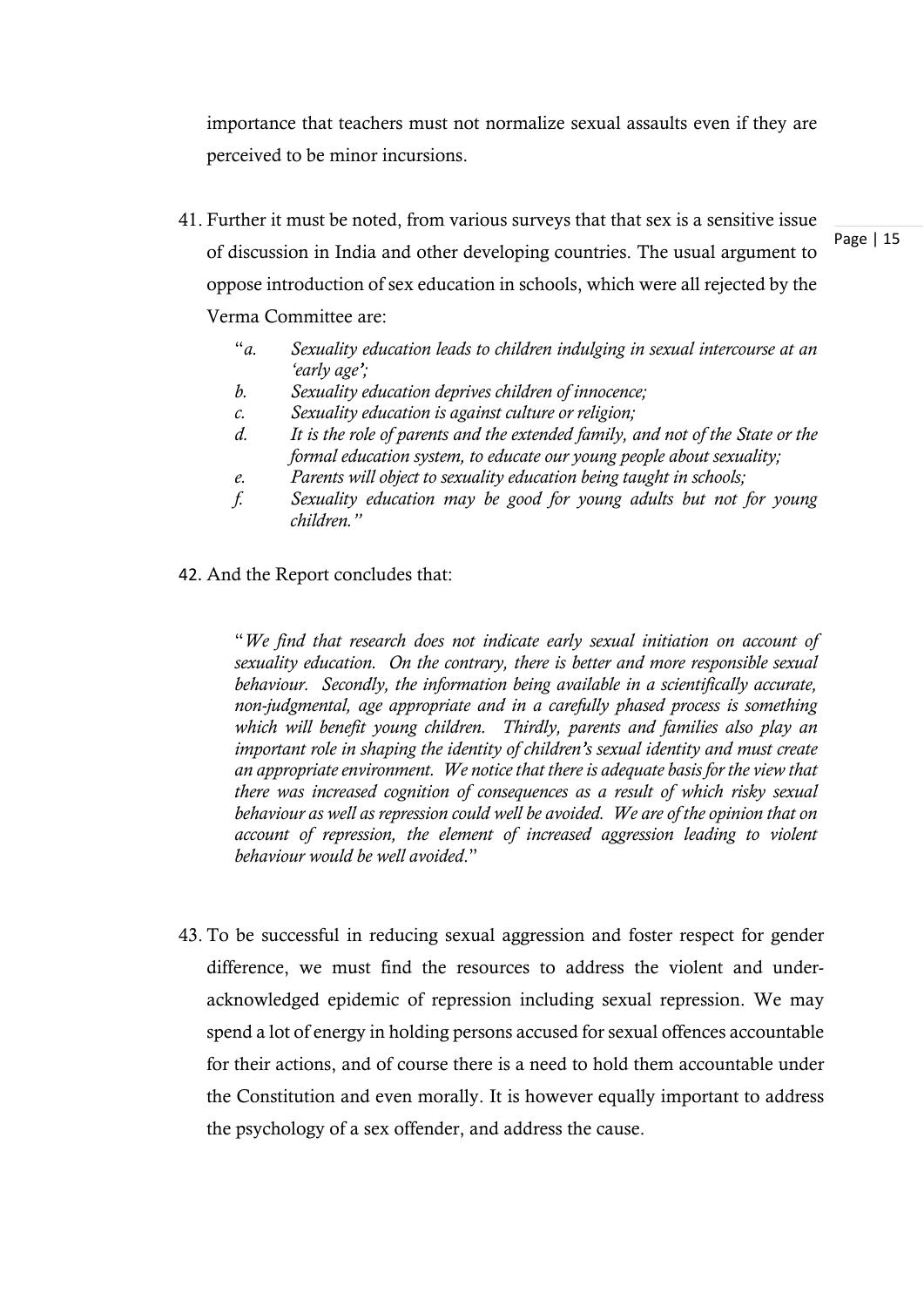importance that teachers must not normalize sexual assaults even if they are perceived to be minor incursions.

41. Further it must be noted, from various surveys that that sex is a sensitive issue of discussion in India and other developing countries. The usual argument to oppose introduction of sex education in schools, which were all rejected by the Verma Committee are:

> "*a. Sexuality education leads to children indulging in sexual intercourse at an 'early age';*
> *b. Sexuality education deprives children of innocence;*
> *c. Sexuality education is against culture or religion;*
> *d. It is the role of parents and the extended family, and not of the State or the formal education system, to educate our young people about sexuality;*
> *e. Parents will object to sexuality education being taught in schools;*
> *f. Sexuality education may be good for young adults but not for young children."*

42. And the Report concludes that:

> "*We find that research does not indicate early sexual initiation on account of sexuality education. On the contrary, there is better and more responsible sexual behaviour. Secondly, the information being available in a scientifically accurate, non-judgmental, age appropriate and in a carefully phased process is something which will benefit young children. Thirdly, parents and families also play an important role in shaping the identity of children's sexual identity and must create an appropriate environment. We notice that there is adequate basis for the view that there was increased cognition of consequences as a result of which risky sexual behaviour as well as repression could well be avoided. We are of the opinion that on account of repression, the element of increased aggression leading to violent behaviour would be well avoided.*"

43. To be successful in reducing sexual aggression and foster respect for gender difference, we must find the resources to address the violent and under-acknowledged epidemic of repression including sexual repression. We may spend a lot of energy in holding persons accused for sexual offences accountable for their actions, and of course there is a need to hold them accountable under the Constitution and even morally. It is however equally important to address the psychology of a sex offender, and address the cause.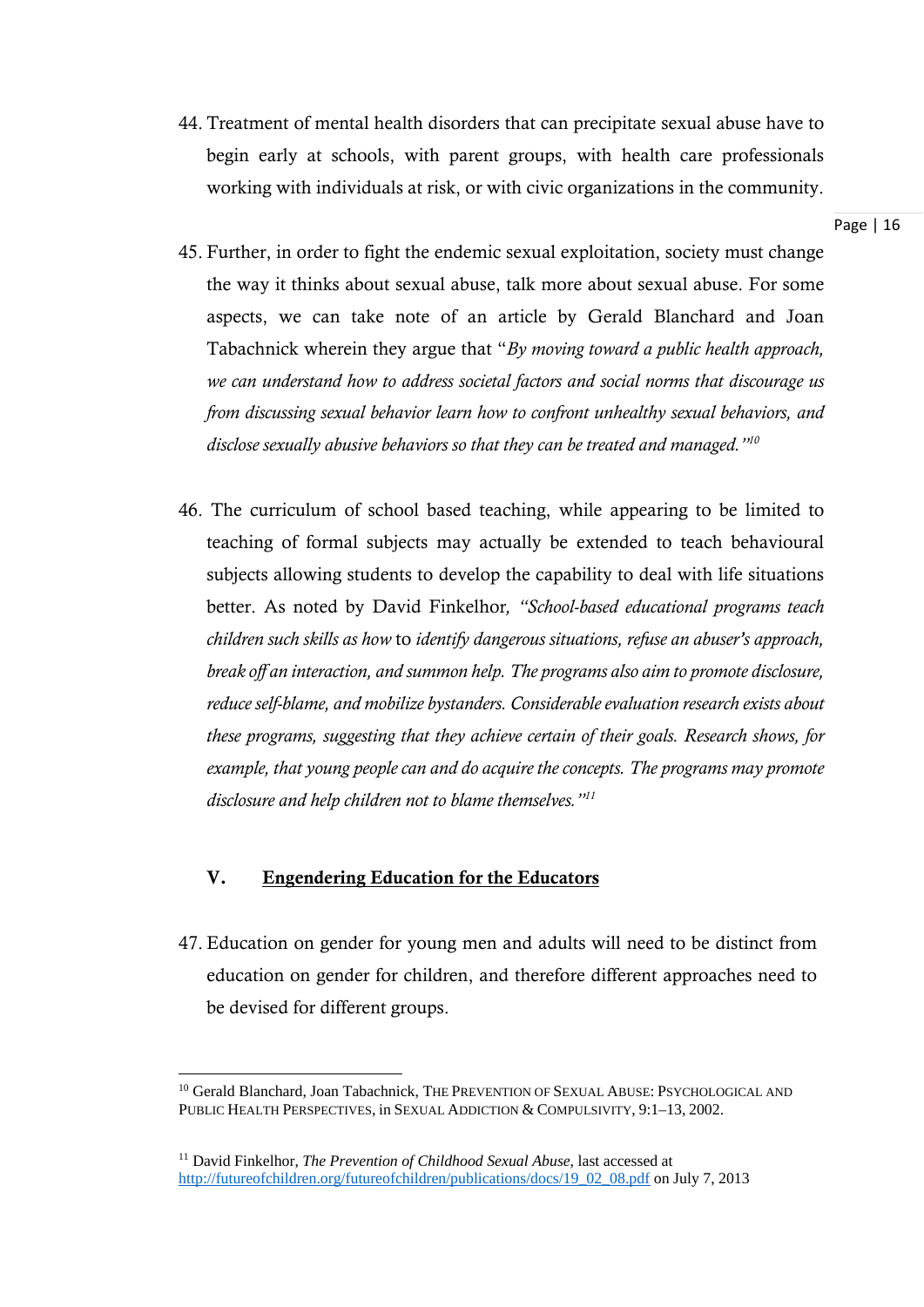44. Treatment of mental health disorders that can precipitate sexual abuse have to begin early at schools, with parent groups, with health care professionals working with individuals at risk, or with civic organizations in the community.

45. Further, in order to fight the endemic sexual exploitation, society must change the way it thinks about sexual abuse, talk more about sexual abuse. For some aspects, we can take note of an article by Gerald Blanchard and Joan Tabachnick wherein they argue that "*By moving toward a public health approach, we can understand how to address societal factors and social norms that discourage us from discussing sexual behavior learn how to confront unhealthy sexual behaviors, and disclose sexually abusive behaviors so that they can be treated and managed."*[10]

46. The curriculum of school based teaching, while appearing to be limited to teaching of formal subjects may actually be extended to teach behavioural subjects allowing students to develop the capability to deal with life situations better. As noted by David Finkelhor, *"School-based educational programs teach children such skills as how* to *identify dangerous situations, refuse an abuser's approach, break off an interaction, and summon help. The programs also aim to promote disclosure, reduce self-blame, and mobilize bystanders. Considerable evaluation research exists about these programs, suggesting that they achieve certain of their goals. Research shows, for example, that young people can and do acquire the concepts. The programs may promote disclosure and help children not to blame themselves."*[11]

## V. <u>Engendering Education for the Educators</u>

47. Education on gender for young men and adults will need to be distinct from education on gender for children, and therefore different approaches need to be devised for different groups.

---

[10] Gerald Blanchard, Joan Tabachnick, THE PREVENTION OF SEXUAL ABUSE: PSYCHOLOGICAL AND PUBLIC HEALTH PERSPECTIVES, in SEXUAL ADDICTION & COMPULSIVITY, 9:1–13, 2002.

[11] David Finkelhor, *The Prevention of Childhood Sexual Abuse*, last accessed at http://futureofchildren.org/futureofchildren/publications/docs/19_02_08.pdf on July 7, 2013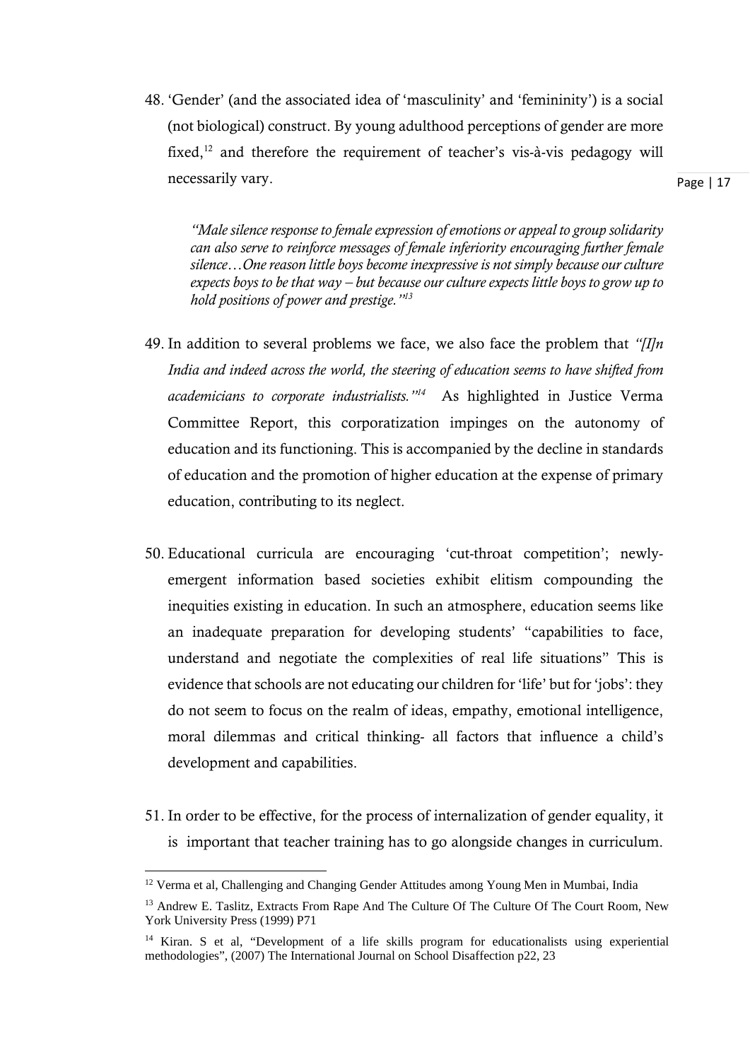48. 'Gender' (and the associated idea of 'masculinity' and 'femininity') is a social (not biological) construct. By young adulthood perceptions of gender are more fixed,[12] and therefore the requirement of teacher's vis-à-vis pedagogy will necessarily vary.

> *"Male silence response to female expression of emotions or appeal to group solidarity can also serve to reinforce messages of female inferiority encouraging further female silence…One reason little boys become inexpressive is not simply because our culture expects boys to be that way – but because our culture expects little boys to grow up to hold positions of power and prestige."*[13]

49. In addition to several problems we face, we also face the problem that *"[I]n India and indeed across the world, the steering of education seems to have shifted from academicians to corporate industrialists."*[14] As highlighted in Justice Verma Committee Report, this corporatization impinges on the autonomy of education and its functioning. This is accompanied by the decline in standards of education and the promotion of higher education at the expense of primary education, contributing to its neglect.

50. Educational curricula are encouraging 'cut-throat competition'; newly-emergent information based societies exhibit elitism compounding the inequities existing in education. In such an atmosphere, education seems like an inadequate preparation for developing students' "capabilities to face, understand and negotiate the complexities of real life situations" This is evidence that schools are not educating our children for 'life' but for 'jobs': they do not seem to focus on the realm of ideas, empathy, emotional intelligence, moral dilemmas and critical thinking- all factors that influence a child's development and capabilities.

51. In order to be effective, for the process of internalization of gender equality, it is important that teacher training has to go alongside changes in curriculum.

---

[12] Verma et al, Challenging and Changing Gender Attitudes among Young Men in Mumbai, India

[13] Andrew E. Taslitz, Extracts From Rape And The Culture Of The Culture Of The Court Room, New York University Press (1999) P71

[14] Kiran. S et al, "Development of a life skills program for educationalists using experiential methodologies", (2007) The International Journal on School Disaffection p22, 23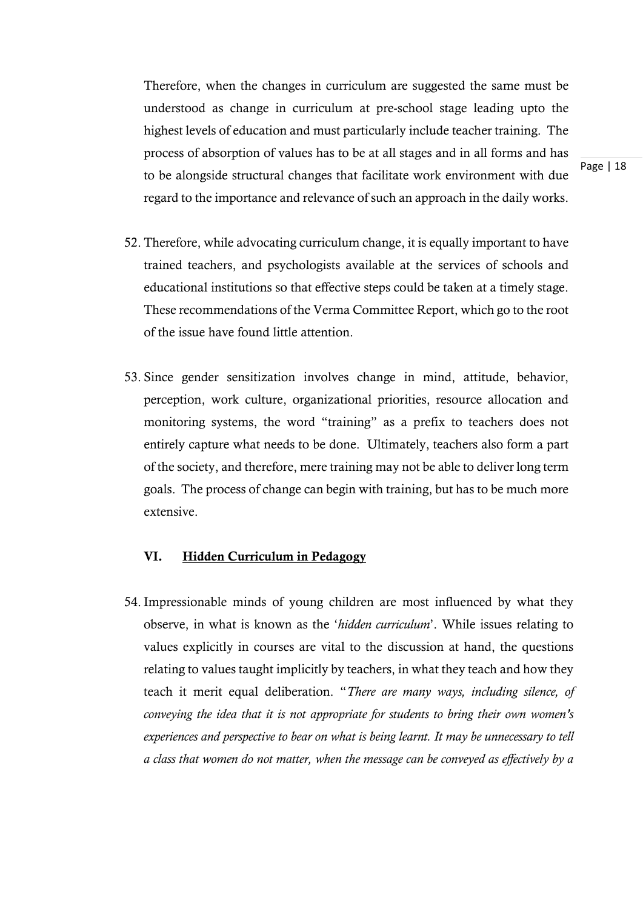Therefore, when the changes in curriculum are suggested the same must be understood as change in curriculum at pre-school stage leading upto the highest levels of education and must particularly include teacher training. The process of absorption of values has to be at all stages and in all forms and has to be alongside structural changes that facilitate work environment with due regard to the importance and relevance of such an approach in the daily works.

52. Therefore, while advocating curriculum change, it is equally important to have trained teachers, and psychologists available at the services of schools and educational institutions so that effective steps could be taken at a timely stage. These recommendations of the Verma Committee Report, which go to the root of the issue have found little attention.

53. Since gender sensitization involves change in mind, attitude, behavior, perception, work culture, organizational priorities, resource allocation and monitoring systems, the word "training" as a prefix to teachers does not entirely capture what needs to be done. Ultimately, teachers also form a part of the society, and therefore, mere training may not be able to deliver long term goals. The process of change can begin with training, but has to be much more extensive.

## VI. Hidden Curriculum in Pedagogy

54. Impressionable minds of young children are most influenced by what they observe, in what is known as the '*hidden curriculum*'. While issues relating to values explicitly in courses are vital to the discussion at hand, the questions relating to values taught implicitly by teachers, in what they teach and how they teach it merit equal deliberation. "*There are many ways, including silence, of conveying the idea that it is not appropriate for students to bring their own women's experiences and perspective to bear on what is being learnt. It may be unnecessary to tell a class that women do not matter, when the message can be conveyed as effectively by a*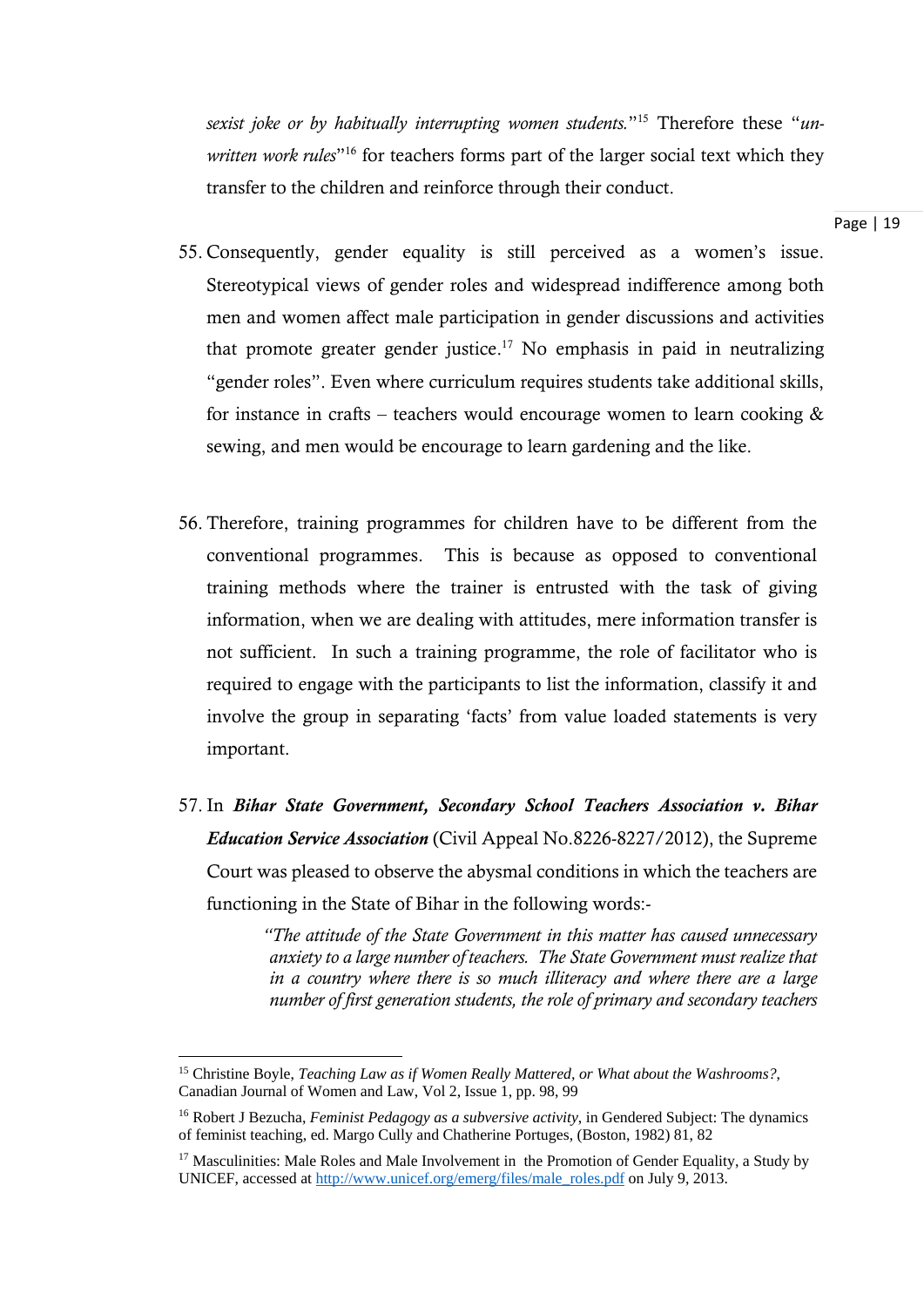*sexist joke or by habitually interrupting women students.*"[15] Therefore these "*un-written work rules*"[16] for teachers forms part of the larger social text which they transfer to the children and reinforce through their conduct.

55. Consequently, gender equality is still perceived as a women's issue. Stereotypical views of gender roles and widespread indifference among both men and women affect male participation in gender discussions and activities that promote greater gender justice.[17] No emphasis in paid in neutralizing "gender roles". Even where curriculum requires students take additional skills, for instance in crafts – teachers would encourage women to learn cooking & sewing, and men would be encourage to learn gardening and the like.

56. Therefore, training programmes for children have to be different from the conventional programmes. This is because as opposed to conventional training methods where the trainer is entrusted with the task of giving information, when we are dealing with attitudes, mere information transfer is not sufficient. In such a training programme, the role of facilitator who is required to engage with the participants to list the information, classify it and involve the group in separating 'facts' from value loaded statements is very important.

57. In ***Bihar State Government, Secondary School Teachers Association v. Bihar Education Service Association*** (Civil Appeal No.8226-8227/2012), the Supreme Court was pleased to observe the abysmal conditions in which the teachers are functioning in the State of Bihar in the following words:-

> *"The attitude of the State Government in this matter has caused unnecessary anxiety to a large number of teachers. The State Government must realize that in a country where there is so much illiteracy and where there are a large number of first generation students, the role of primary and secondary teachers*

---

[15] Christine Boyle, *Teaching Law as if Women Really Mattered, or What about the Washrooms?*, Canadian Journal of Women and Law, Vol 2, Issue 1, pp. 98, 99

[16] Robert J Bezucha, *Feminist Pedagogy as a subversive activity*, in Gendered Subject: The dynamics of feminist teaching, ed. Margo Cully and Chatherine Portuges, (Boston, 1982) 81, 82

[17] Masculinities: Male Roles and Male Involvement in the Promotion of Gender Equality, a Study by UNICEF, accessed at http://www.unicef.org/emerg/files/male_roles.pdf on July 9, 2013.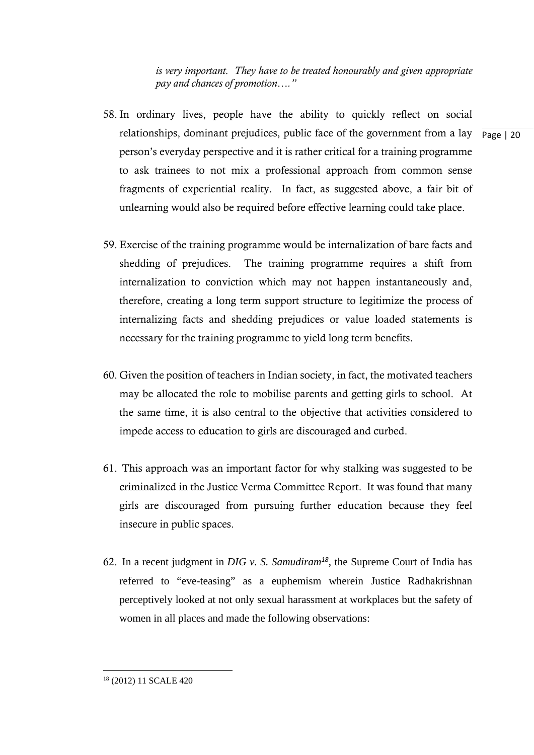*is very important. They have to be treated honourably and given appropriate pay and chances of promotion…."*

58. In ordinary lives, people have the ability to quickly reflect on social relationships, dominant prejudices, public face of the government from a lay person's everyday perspective and it is rather critical for a training programme to ask trainees to not mix a professional approach from common sense fragments of experiential reality. In fact, as suggested above, a fair bit of unlearning would also be required before effective learning could take place.

59. Exercise of the training programme would be internalization of bare facts and shedding of prejudices. The training programme requires a shift from internalization to conviction which may not happen instantaneously and, therefore, creating a long term support structure to legitimize the process of internalizing facts and shedding prejudices or value loaded statements is necessary for the training programme to yield long term benefits.

60. Given the position of teachers in Indian society, in fact, the motivated teachers may be allocated the role to mobilise parents and getting girls to school. At the same time, it is also central to the objective that activities considered to impede access to education to girls are discouraged and curbed.

61. This approach was an important factor for why stalking was suggested to be criminalized in the Justice Verma Committee Report. It was found that many girls are discouraged from pursuing further education because they feel insecure in public spaces.

62. In a recent judgment in *DIG v. S. Samudiram*[18], the Supreme Court of India has referred to "eve-teasing" as a euphemism wherein Justice Radhakrishnan perceptively looked at not only sexual harassment at workplaces but the safety of women in all places and made the following observations:

---

[18] (2012) 11 SCALE 420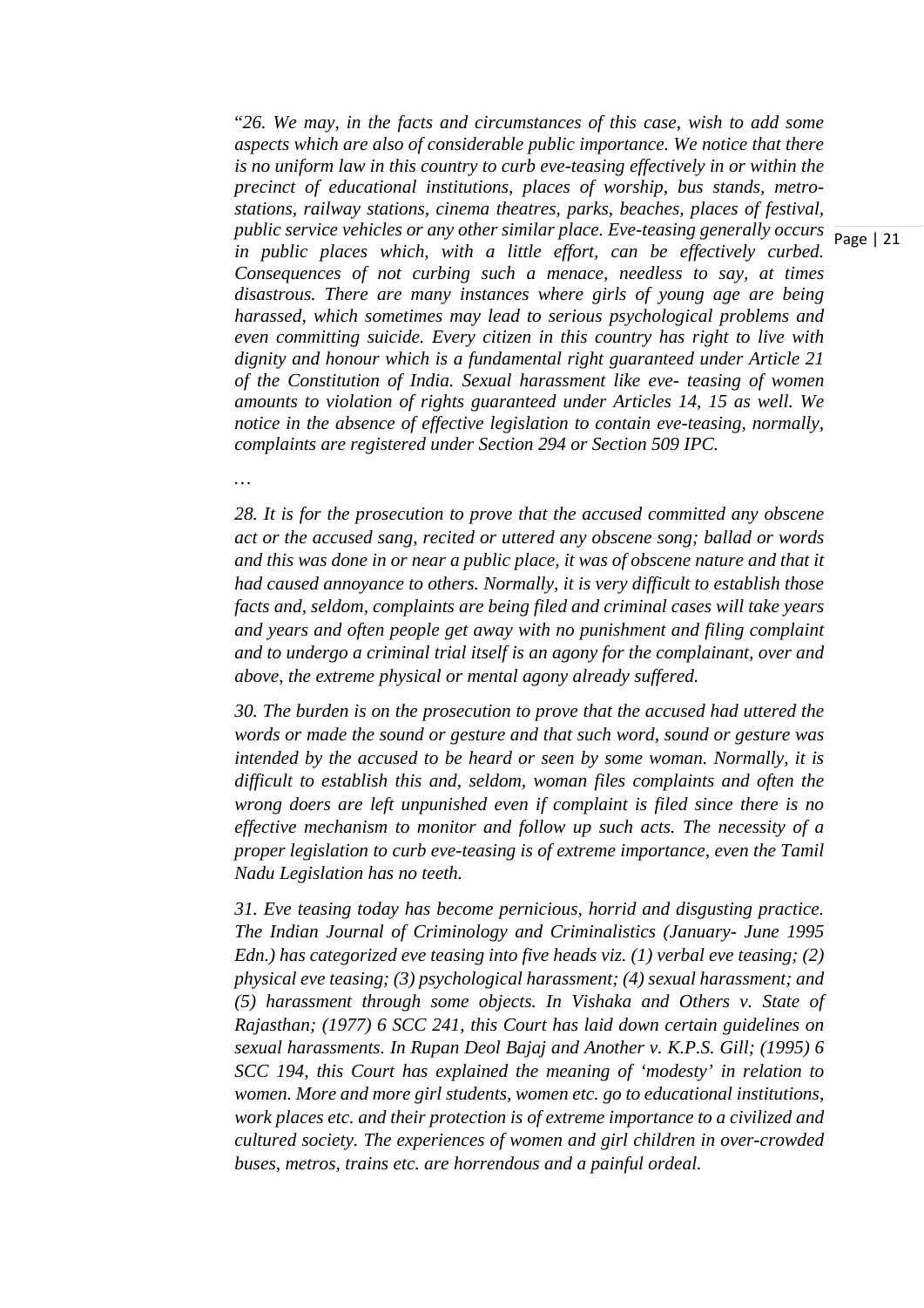"*26. We may, in the facts and circumstances of this case, wish to add some aspects which are also of considerable public importance. We notice that there is no uniform law in this country to curb eve-teasing effectively in or within the precinct of educational institutions, places of worship, bus stands, metro-stations, railway stations, cinema theatres, parks, beaches, places of festival, public service vehicles or any other similar place. Eve-teasing generally occurs in public places which, with a little effort, can be effectively curbed. Consequences of not curbing such a menace, needless to say, at times disastrous. There are many instances where girls of young age are being harassed, which sometimes may lead to serious psychological problems and even committing suicide. Every citizen in this country has right to live with dignity and honour which is a fundamental right guaranteed under Article 21 of the Constitution of India. Sexual harassment like eve- teasing of women amounts to violation of rights guaranteed under Articles 14, 15 as well. We notice in the absence of effective legislation to contain eve-teasing, normally, complaints are registered under Section 294 or Section 509 IPC.*

*…*

*28. It is for the prosecution to prove that the accused committed any obscene act or the accused sang, recited or uttered any obscene song; ballad or words and this was done in or near a public place, it was of obscene nature and that it had caused annoyance to others. Normally, it is very difficult to establish those facts and, seldom, complaints are being filed and criminal cases will take years and years and often people get away with no punishment and filing complaint and to undergo a criminal trial itself is an agony for the complainant, over and above, the extreme physical or mental agony already suffered.*

*30. The burden is on the prosecution to prove that the accused had uttered the words or made the sound or gesture and that such word, sound or gesture was intended by the accused to be heard or seen by some woman. Normally, it is difficult to establish this and, seldom, woman files complaints and often the wrong doers are left unpunished even if complaint is filed since there is no effective mechanism to monitor and follow up such acts. The necessity of a proper legislation to curb eve-teasing is of extreme importance, even the Tamil Nadu Legislation has no teeth.*

*31. Eve teasing today has become pernicious, horrid and disgusting practice. The Indian Journal of Criminology and Criminalistics (January- June 1995 Edn.) has categorized eve teasing into five heads viz. (1) verbal eve teasing; (2) physical eve teasing; (3) psychological harassment; (4) sexual harassment; and (5) harassment through some objects. In Vishaka and Others v. State of Rajasthan; (1977) 6 SCC 241, this Court has laid down certain guidelines on sexual harassments. In Rupan Deol Bajaj and Another v. K.P.S. Gill; (1995) 6 SCC 194, this Court has explained the meaning of 'modesty' in relation to women. More and more girl students, women etc. go to educational institutions, work places etc. and their protection is of extreme importance to a civilized and cultured society. The experiences of women and girl children in over-crowded buses, metros, trains etc. are horrendous and a painful ordeal.*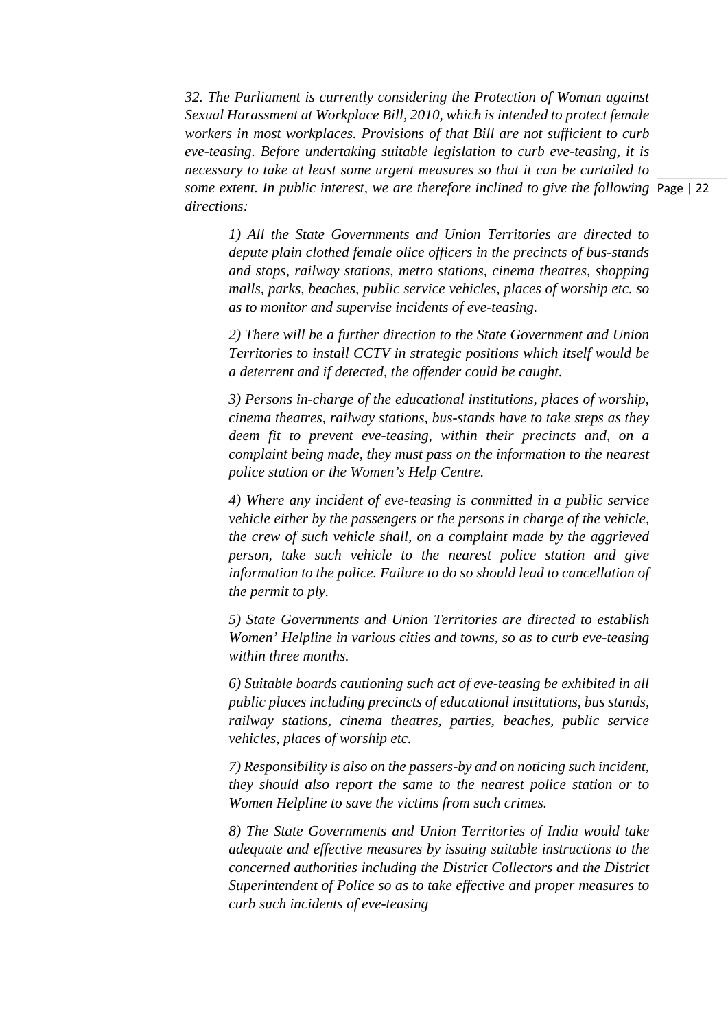*32. The Parliament is currently considering the Protection of Woman against Sexual Harassment at Workplace Bill, 2010, which is intended to protect female workers in most workplaces. Provisions of that Bill are not sufficient to curb eve-teasing. Before undertaking suitable legislation to curb eve-teasing, it is necessary to take at least some urgent measures so that it can be curtailed to some extent. In public interest, we are therefore inclined to give the following directions:*

> *1) All the State Governments and Union Territories are directed to depute plain clothed female olice officers in the precincts of bus-stands and stops, railway stations, metro stations, cinema theatres, shopping malls, parks, beaches, public service vehicles, places of worship etc. so as to monitor and supervise incidents of eve-teasing.*
>
> *2) There will be a further direction to the State Government and Union Territories to install CCTV in strategic positions which itself would be a deterrent and if detected, the offender could be caught.*
>
> *3) Persons in-charge of the educational institutions, places of worship, cinema theatres, railway stations, bus-stands have to take steps as they deem fit to prevent eve-teasing, within their precincts and, on a complaint being made, they must pass on the information to the nearest police station or the Women's Help Centre.*
>
> *4) Where any incident of eve-teasing is committed in a public service vehicle either by the passengers or the persons in charge of the vehicle, the crew of such vehicle shall, on a complaint made by the aggrieved person, take such vehicle to the nearest police station and give information to the police. Failure to do so should lead to cancellation of the permit to ply.*
>
> *5) State Governments and Union Territories are directed to establish Women' Helpline in various cities and towns, so as to curb eve-teasing within three months.*
>
> *6) Suitable boards cautioning such act of eve-teasing be exhibited in all public places including precincts of educational institutions, bus stands, railway stations, cinema theatres, parties, beaches, public service vehicles, places of worship etc.*
>
> *7) Responsibility is also on the passers-by and on noticing such incident, they should also report the same to the nearest police station or to Women Helpline to save the victims from such crimes.*
>
> *8) The State Governments and Union Territories of India would take adequate and effective measures by issuing suitable instructions to the concerned authorities including the District Collectors and the District Superintendent of Police so as to take effective and proper measures to curb such incidents of eve-teasing*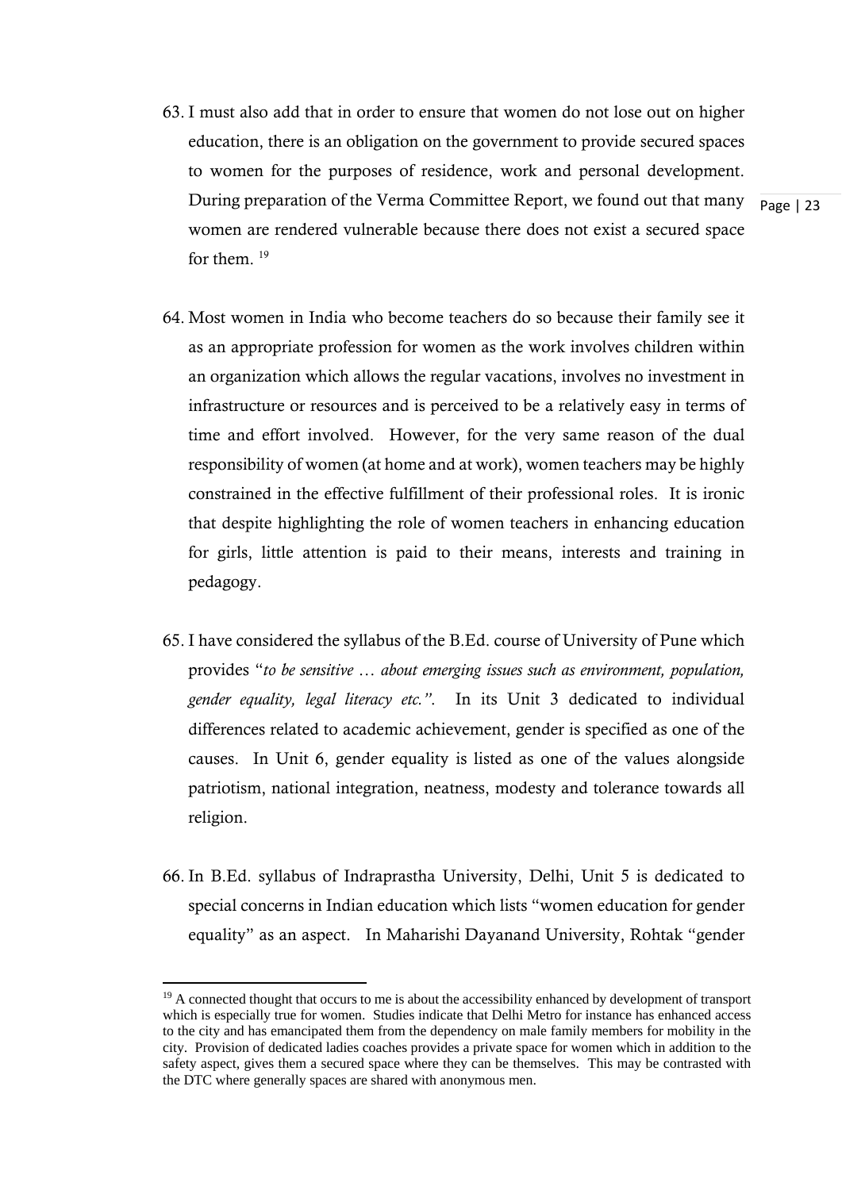63. I must also add that in order to ensure that women do not lose out on higher education, there is an obligation on the government to provide secured spaces to women for the purposes of residence, work and personal development. During preparation of the Verma Committee Report, we found out that many women are rendered vulnerable because there does not exist a secured space for them. [19]

64. Most women in India who become teachers do so because their family see it as an appropriate profession for women as the work involves children within an organization which allows the regular vacations, involves no investment in infrastructure or resources and is perceived to be a relatively easy in terms of time and effort involved. However, for the very same reason of the dual responsibility of women (at home and at work), women teachers may be highly constrained in the effective fulfillment of their professional roles. It is ironic that despite highlighting the role of women teachers in enhancing education for girls, little attention is paid to their means, interests and training in pedagogy.

65. I have considered the syllabus of the B.Ed. course of University of Pune which provides "*to be sensitive … about emerging issues such as environment, population, gender equality, legal literacy etc."*. In its Unit 3 dedicated to individual differences related to academic achievement, gender is specified as one of the causes. In Unit 6, gender equality is listed as one of the values alongside patriotism, national integration, neatness, modesty and tolerance towards all religion.

66. In B.Ed. syllabus of Indraprastha University, Delhi, Unit 5 is dedicated to special concerns in Indian education which lists "women education for gender equality" as an aspect. In Maharishi Dayanand University, Rohtak "gender

---

[19] A connected thought that occurs to me is about the accessibility enhanced by development of transport which is especially true for women. Studies indicate that Delhi Metro for instance has enhanced access to the city and has emancipated them from the dependency on male family members for mobility in the city. Provision of dedicated ladies coaches provides a private space for women which in addition to the safety aspect, gives them a secured space where they can be themselves. This may be contrasted with the DTC where generally spaces are shared with anonymous men.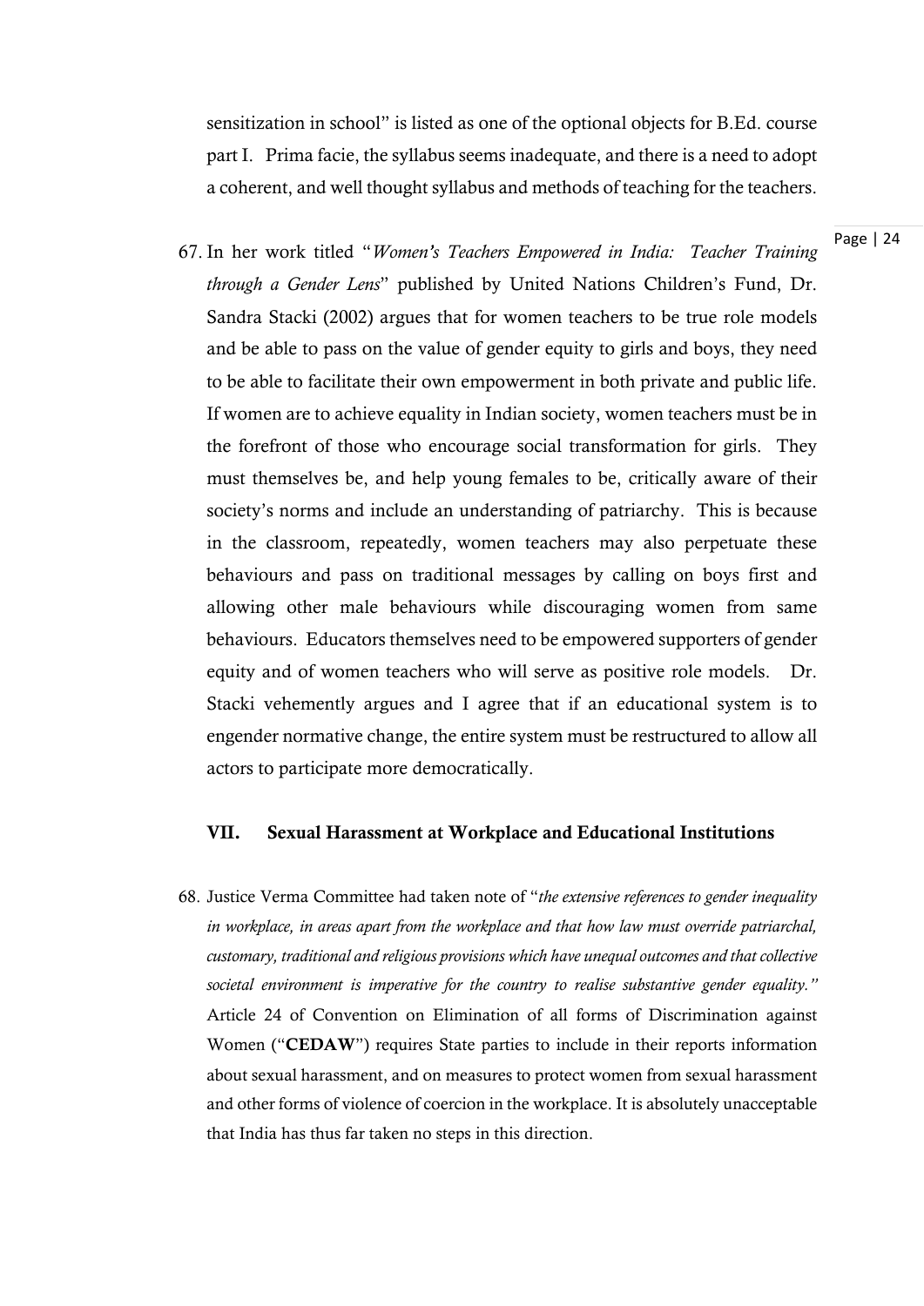sensitization in school" is listed as one of the optional objects for B.Ed. course part I. Prima facie, the syllabus seems inadequate, and there is a need to adopt a coherent, and well thought syllabus and methods of teaching for the teachers.

67. In her work titled "*Women's Teachers Empowered in India: Teacher Training through a Gender Lens*" published by United Nations Children's Fund, Dr. Sandra Stacki (2002) argues that for women teachers to be true role models and be able to pass on the value of gender equity to girls and boys, they need to be able to facilitate their own empowerment in both private and public life. If women are to achieve equality in Indian society, women teachers must be in the forefront of those who encourage social transformation for girls. They must themselves be, and help young females to be, critically aware of their society's norms and include an understanding of patriarchy. This is because in the classroom, repeatedly, women teachers may also perpetuate these behaviours and pass on traditional messages by calling on boys first and allowing other male behaviours while discouraging women from same behaviours. Educators themselves need to be empowered supporters of gender equity and of women teachers who will serve as positive role models. Dr. Stacki vehemently argues and I agree that if an educational system is to engender normative change, the entire system must be restructured to allow all actors to participate more democratically.

## VII. Sexual Harassment at Workplace and Educational Institutions

68. Justice Verma Committee had taken note of "*the extensive references to gender inequality in workplace, in areas apart from the workplace and that how law must override patriarchal, customary, traditional and religious provisions which have unequal outcomes and that collective societal environment is imperative for the country to realise substantive gender equality.*" Article 24 of Convention on Elimination of all forms of Discrimination against Women ("**CEDAW**") requires State parties to include in their reports information about sexual harassment, and on measures to protect women from sexual harassment and other forms of violence of coercion in the workplace. It is absolutely unacceptable that India has thus far taken no steps in this direction.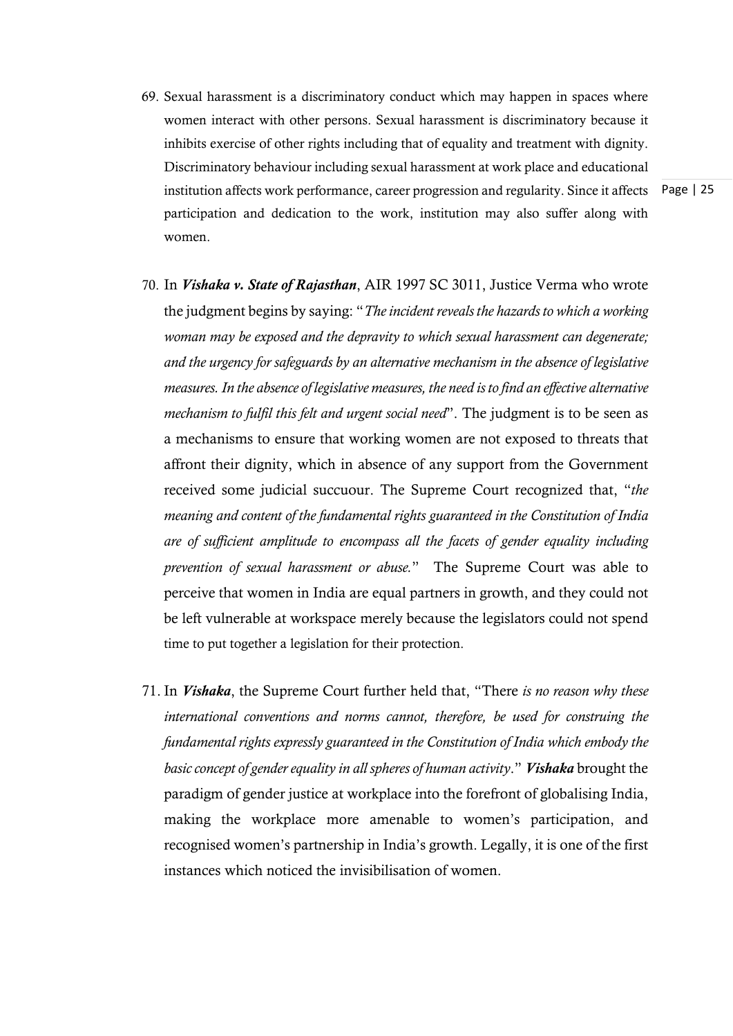69. Sexual harassment is a discriminatory conduct which may happen in spaces where women interact with other persons. Sexual harassment is discriminatory because it inhibits exercise of other rights including that of equality and treatment with dignity. Discriminatory behaviour including sexual harassment at work place and educational institution affects work performance, career progression and regularity. Since it affects participation and dedication to the work, institution may also suffer along with women.

70. In ***Vishaka v. State of Rajasthan***, AIR 1997 SC 3011, Justice Verma who wrote the judgment begins by saying: "*The incident reveals the hazards to which a working woman may be exposed and the depravity to which sexual harassment can degenerate; and the urgency for safeguards by an alternative mechanism in the absence of legislative measures. In the absence of legislative measures, the need is to find an effective alternative mechanism to fulfil this felt and urgent social need*". The judgment is to be seen as a mechanisms to ensure that working women are not exposed to threats that affront their dignity, which in absence of any support from the Government received some judicial succuour. The Supreme Court recognized that, "*the meaning and content of the fundamental rights guaranteed in the Constitution of India are of sufficient amplitude to encompass all the facets of gender equality including prevention of sexual harassment or abuse.*" The Supreme Court was able to perceive that women in India are equal partners in growth, and they could not be left vulnerable at workspace merely because the legislators could not spend time to put together a legislation for their protection.

71. In ***Vishaka***, the Supreme Court further held that, "There *is no reason why these international conventions and norms cannot, therefore, be used for construing the fundamental rights expressly guaranteed in the Constitution of India which embody the basic concept of gender equality in all spheres of human activity*." ***Vishaka*** brought the paradigm of gender justice at workplace into the forefront of globalising India, making the workplace more amenable to women's participation, and recognised women's partnership in India's growth. Legally, it is one of the first instances which noticed the invisibilisation of women.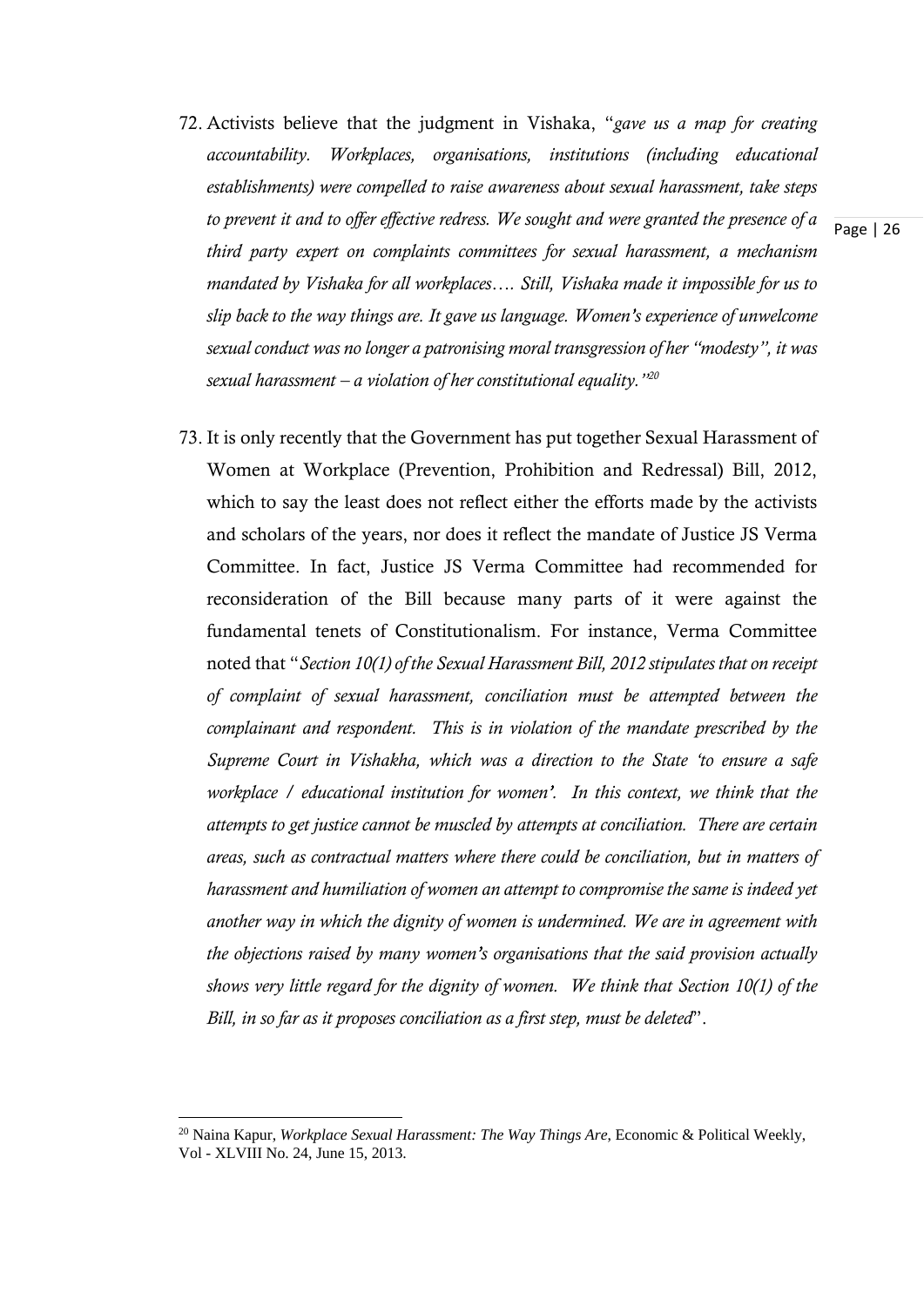72. Activists believe that the judgment in Vishaka, "*gave us a map for creating accountability. Workplaces, organisations, institutions (including educational establishments) were compelled to raise awareness about sexual harassment, take steps to prevent it and to offer effective redress. We sought and were granted the presence of a third party expert on complaints committees for sexual harassment, a mechanism mandated by Vishaka for all workplaces…. Still, Vishaka made it impossible for us to slip back to the way things are. It gave us language. Women's experience of unwelcome sexual conduct was no longer a patronising moral transgression of her "modesty", it was sexual harassment – a violation of her constitutional equality.*"[20]

73. It is only recently that the Government has put together Sexual Harassment of Women at Workplace (Prevention, Prohibition and Redressal) Bill, 2012, which to say the least does not reflect either the efforts made by the activists and scholars of the years, nor does it reflect the mandate of Justice JS Verma Committee. In fact, Justice JS Verma Committee had recommended for reconsideration of the Bill because many parts of it were against the fundamental tenets of Constitutionalism. For instance, Verma Committee noted that "*Section 10(1) of the Sexual Harassment Bill, 2012 stipulates that on receipt of complaint of sexual harassment, conciliation must be attempted between the complainant and respondent. This is in violation of the mandate prescribed by the Supreme Court in Vishakha, which was a direction to the State 'to ensure a safe workplace / educational institution for women'. In this context, we think that the attempts to get justice cannot be muscled by attempts at conciliation. There are certain areas, such as contractual matters where there could be conciliation, but in matters of harassment and humiliation of women an attempt to compromise the same is indeed yet another way in which the dignity of women is undermined. We are in agreement with the objections raised by many women's organisations that the said provision actually shows very little regard for the dignity of women. We think that Section 10(1) of the Bill, in so far as it proposes conciliation as a first step, must be deleted*".

---

[20] Naina Kapur, *Workplace Sexual Harassment: The Way Things Are*, Economic & Political Weekly, Vol - XLVIII No. 24, June 15, 2013.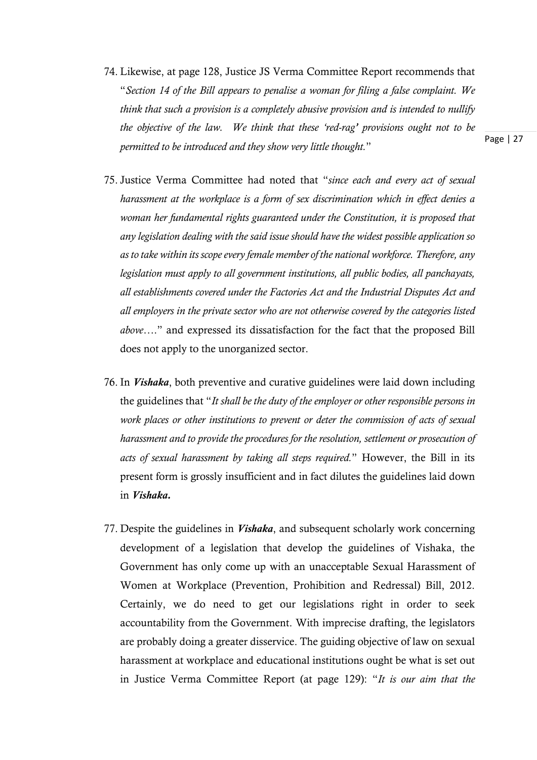74. Likewise, at page 128, Justice JS Verma Committee Report recommends that "*Section 14 of the Bill appears to penalise a woman for filing a false complaint. We think that such a provision is a completely abusive provision and is intended to nullify the objective of the law. We think that these 'red-rag' provisions ought not to be permitted to be introduced and they show very little thought.*"

75. Justice Verma Committee had noted that "*since each and every act of sexual harassment at the workplace is a form of sex discrimination which in effect denies a woman her fundamental rights guaranteed under the Constitution, it is proposed that any legislation dealing with the said issue should have the widest possible application so as to take within its scope every female member of the national workforce. Therefore, any legislation must apply to all government institutions, all public bodies, all panchayats, all establishments covered under the Factories Act and the Industrial Disputes Act and all employers in the private sector who are not otherwise covered by the categories listed above*…." and expressed its dissatisfaction for the fact that the proposed Bill does not apply to the unorganized sector.

76. In ***Vishaka***, both preventive and curative guidelines were laid down including the guidelines that "*It shall be the duty of the employer or other responsible persons in work places or other institutions to prevent or deter the commission of acts of sexual harassment and to provide the procedures for the resolution, settlement or prosecution of acts of sexual harassment by taking all steps required.*" However, the Bill in its present form is grossly insufficient and in fact dilutes the guidelines laid down in ***Vishaka.***

77. Despite the guidelines in ***Vishaka***, and subsequent scholarly work concerning development of a legislation that develop the guidelines of Vishaka, the Government has only come up with an unacceptable Sexual Harassment of Women at Workplace (Prevention, Prohibition and Redressal) Bill, 2012. Certainly, we do need to get our legislations right in order to seek accountability from the Government. With imprecise drafting, the legislators are probably doing a greater disservice. The guiding objective of law on sexual harassment at workplace and educational institutions ought be what is set out in Justice Verma Committee Report (at page 129): "*It is our aim that the*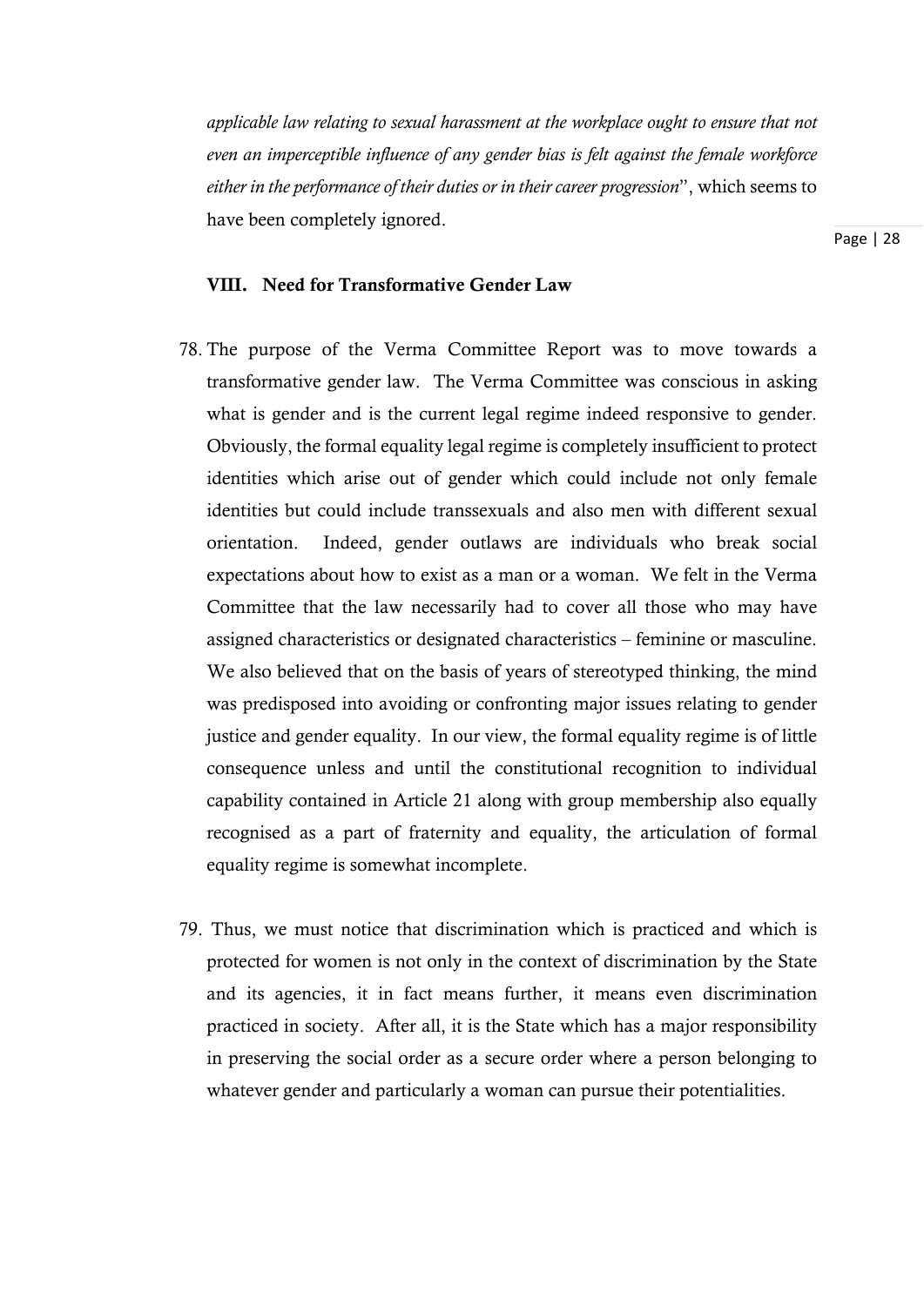*applicable law relating to sexual harassment at the workplace ought to ensure that not even an imperceptible influence of any gender bias is felt against the female workforce either in the performance of their duties or in their career progression*", which seems to have been completely ignored.

## VIII. Need for Transformative Gender Law

78. The purpose of the Verma Committee Report was to move towards a transformative gender law. The Verma Committee was conscious in asking what is gender and is the current legal regime indeed responsive to gender. Obviously, the formal equality legal regime is completely insufficient to protect identities which arise out of gender which could include not only female identities but could include transsexuals and also men with different sexual orientation. Indeed, gender outlaws are individuals who break social expectations about how to exist as a man or a woman. We felt in the Verma Committee that the law necessarily had to cover all those who may have assigned characteristics or designated characteristics – feminine or masculine. We also believed that on the basis of years of stereotyped thinking, the mind was predisposed into avoiding or confronting major issues relating to gender justice and gender equality. In our view, the formal equality regime is of little consequence unless and until the constitutional recognition to individual capability contained in Article 21 along with group membership also equally recognised as a part of fraternity and equality, the articulation of formal equality regime is somewhat incomplete.

79. Thus, we must notice that discrimination which is practiced and which is protected for women is not only in the context of discrimination by the State and its agencies, it in fact means further, it means even discrimination practiced in society. After all, it is the State which has a major responsibility in preserving the social order as a secure order where a person belonging to whatever gender and particularly a woman can pursue their potentialities.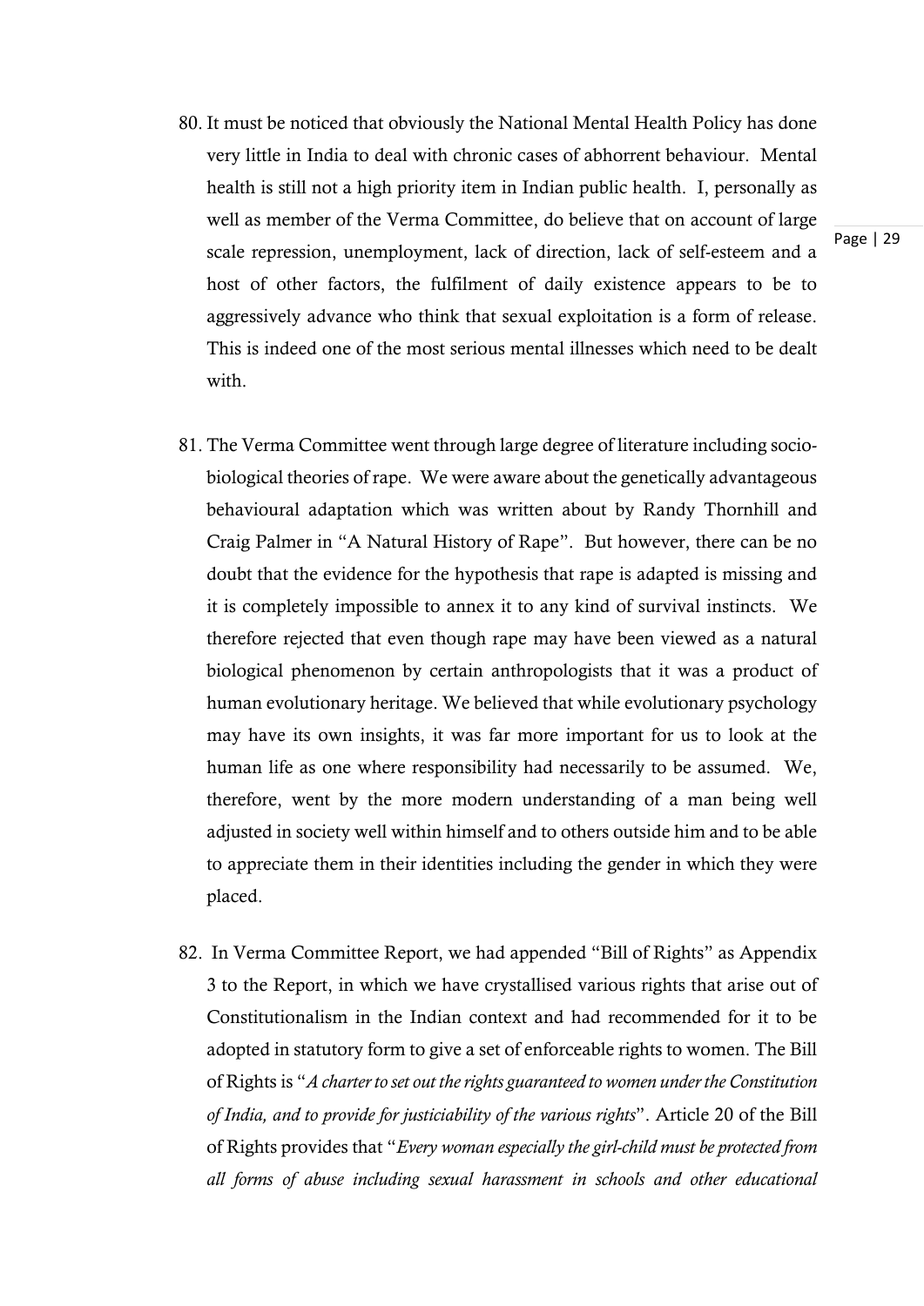80. It must be noticed that obviously the National Mental Health Policy has done very little in India to deal with chronic cases of abhorrent behaviour. Mental health is still not a high priority item in Indian public health. I, personally as well as member of the Verma Committee, do believe that on account of large scale repression, unemployment, lack of direction, lack of self-esteem and a host of other factors, the fulfilment of daily existence appears to be to aggressively advance who think that sexual exploitation is a form of release. This is indeed one of the most serious mental illnesses which need to be dealt with.

81. The Verma Committee went through large degree of literature including socio-biological theories of rape. We were aware about the genetically advantageous behavioural adaptation which was written about by Randy Thornhill and Craig Palmer in "A Natural History of Rape". But however, there can be no doubt that the evidence for the hypothesis that rape is adapted is missing and it is completely impossible to annex it to any kind of survival instincts. We therefore rejected that even though rape may have been viewed as a natural biological phenomenon by certain anthropologists that it was a product of human evolutionary heritage. We believed that while evolutionary psychology may have its own insights, it was far more important for us to look at the human life as one where responsibility had necessarily to be assumed. We, therefore, went by the more modern understanding of a man being well adjusted in society well within himself and to others outside him and to be able to appreciate them in their identities including the gender in which they were placed.

82. In Verma Committee Report, we had appended "Bill of Rights" as Appendix 3 to the Report, in which we have crystallised various rights that arise out of Constitutionalism in the Indian context and had recommended for it to be adopted in statutory form to give a set of enforceable rights to women. The Bill of Rights is "*A charter to set out the rights guaranteed to women under the Constitution of India, and to provide for justiciability of the various rights*". Article 20 of the Bill of Rights provides that "*Every woman especially the girl-child must be protected from all forms of abuse including sexual harassment in schools and other educational*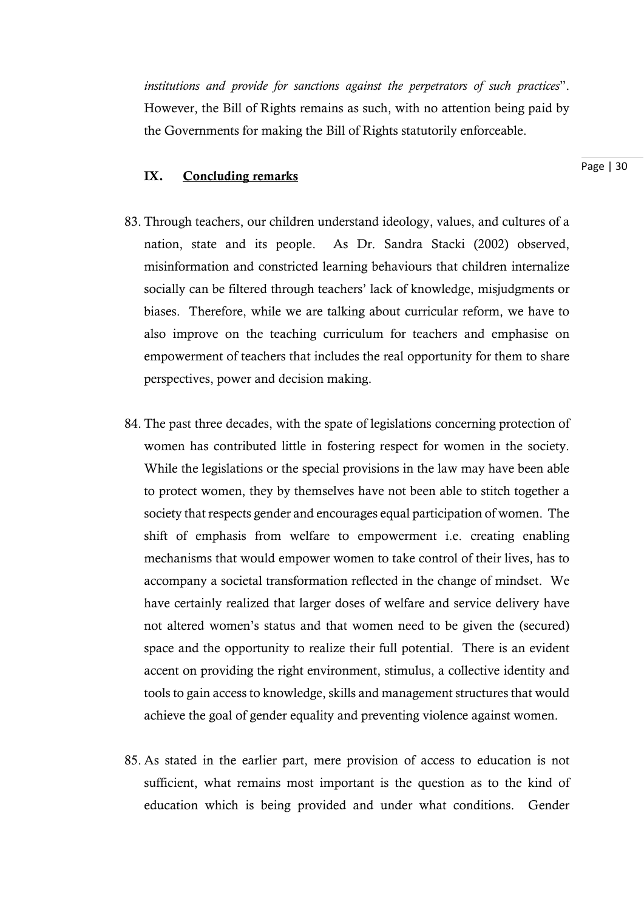*institutions and provide for sanctions against the perpetrators of such practices*". However, the Bill of Rights remains as such, with no attention being paid by the Governments for making the Bill of Rights statutorily enforceable.

## IX. Concluding remarks

83. Through teachers, our children understand ideology, values, and cultures of a nation, state and its people. As Dr. Sandra Stacki (2002) observed, misinformation and constricted learning behaviours that children internalize socially can be filtered through teachers' lack of knowledge, misjudgments or biases. Therefore, while we are talking about curricular reform, we have to also improve on the teaching curriculum for teachers and emphasise on empowerment of teachers that includes the real opportunity for them to share perspectives, power and decision making.

84. The past three decades, with the spate of legislations concerning protection of women has contributed little in fostering respect for women in the society. While the legislations or the special provisions in the law may have been able to protect women, they by themselves have not been able to stitch together a society that respects gender and encourages equal participation of women. The shift of emphasis from welfare to empowerment i.e. creating enabling mechanisms that would empower women to take control of their lives, has to accompany a societal transformation reflected in the change of mindset. We have certainly realized that larger doses of welfare and service delivery have not altered women's status and that women need to be given the (secured) space and the opportunity to realize their full potential. There is an evident accent on providing the right environment, stimulus, a collective identity and tools to gain access to knowledge, skills and management structures that would achieve the goal of gender equality and preventing violence against women.

85. As stated in the earlier part, mere provision of access to education is not sufficient, what remains most important is the question as to the kind of education which is being provided and under what conditions. Gender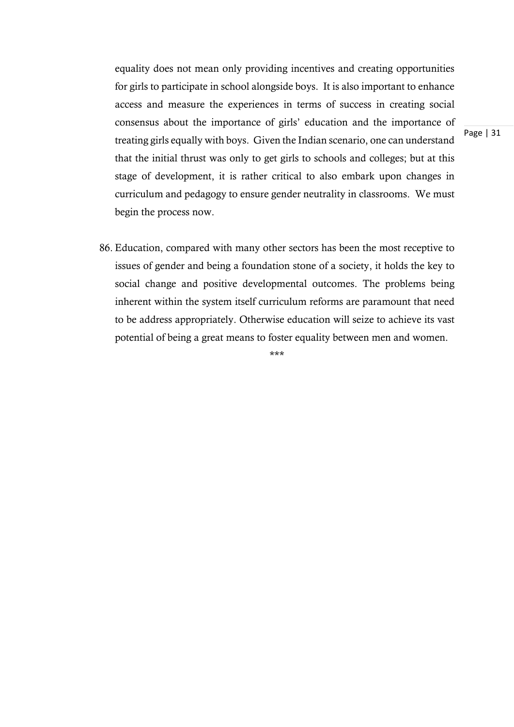equality does not mean only providing incentives and creating opportunities for girls to participate in school alongside boys. It is also important to enhance access and measure the experiences in terms of success in creating social consensus about the importance of girls' education and the importance of treating girls equally with boys. Given the Indian scenario, one can understand that the initial thrust was only to get girls to schools and colleges; but at this stage of development, it is rather critical to also embark upon changes in curriculum and pedagogy to ensure gender neutrality in classrooms. We must begin the process now.

86. Education, compared with many other sectors has been the most receptive to issues of gender and being a foundation stone of a society, it holds the key to social change and positive developmental outcomes. The problems being inherent within the system itself curriculum reforms are paramount that need to be address appropriately. Otherwise education will seize to achieve its vast potential of being a great means to foster equality between men and women.

***